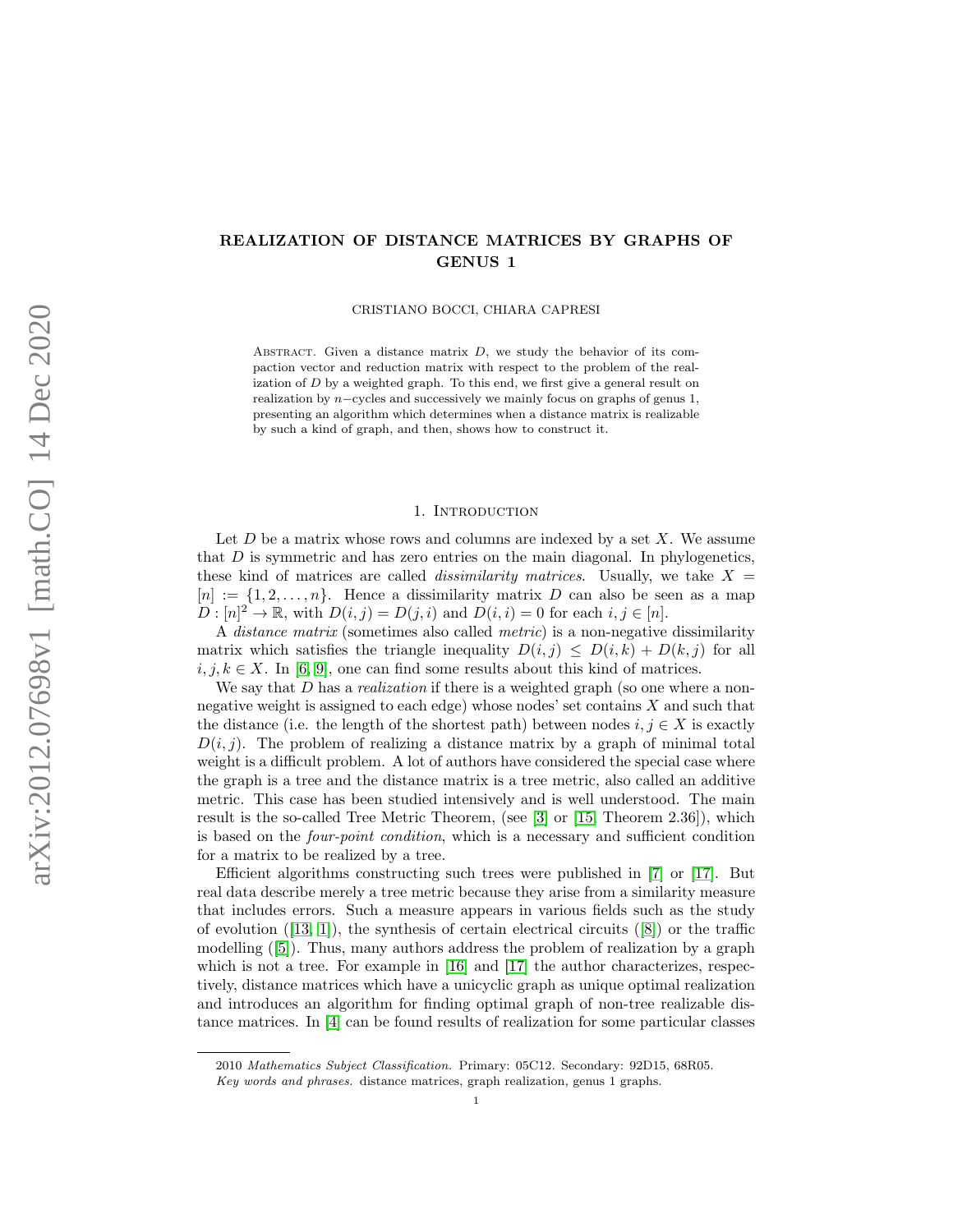# REALIZATION OF DISTANCE MATRICES BY GRAPHS OF GENUS 1

CRISTIANO BOCCI, CHIARA CAPRESI

Abstract. Given a distance matrix $D$, we study the behavior of its compaction vector and reduction matrix with respect to the problem of the realization of $D$ by a weighted graph. To this end, we first give a general result on realization by $n-$cycles and successively we mainly focus on graphs of genus 1, presenting an algorithm which determines when a distance matrix is realizable by such a kind of graph, and then, shows how to construct it.

## 1. Introduction

Let $D$ be a matrix whose rows and columns are indexed by a set $X$. We assume that $D$ is symmetric and has zero entries on the main diagonal. In phylogenetics, these kind of matrices are called *dissimilarity matrices*. Usually, we take $X = [n] := \{1, 2, \dots, n\}$. Hence a dissimilarity matrix $D$ can also be seen as a map $D : [n]^2 \to \mathbb{R}$, with $D(i, j) = D(j, i)$ and $D(i, i) = 0$ for each $i, j \in [n]$.

A *distance matrix* (sometimes also called *metric*) is a non-negative dissimilarity matrix which satisfies the triangle inequality $D(i, j) \leq D(i, k) + D(k, j)$ for all $i, j, k \in X$. In [6, 9], one can find some results about this kind of matrices.

We say that $D$ has a *realization* if there is a weighted graph (so one where a non-negative weight is assigned to each edge) whose nodes' set contains $X$ and such that the distance (i.e. the length of the shortest path) between nodes $i, j \in X$ is exactly $D(i, j)$. The problem of realizing a distance matrix by a graph of minimal total weight is a difficult problem. A lot of authors have considered the special case where the graph is a tree and the distance matrix is a tree metric, also called an additive metric. This case has been studied intensively and is well understood. The main result is the so-called Tree Metric Theorem, (see [3] or [15, Theorem 2.36]), which is based on the *four-point condition*, which is a necessary and sufficient condition for a matrix to be realized by a tree.

Efficient algorithms constructing such trees were published in [7] or [17]. But real data describe merely a tree metric because they arise from a similarity measure that includes errors. Such a measure appears in various fields such as the study of evolution ([13, 1]), the synthesis of certain electrical circuits ([8]) or the traffic modelling ([5]). Thus, many authors address the problem of realization by a graph which is not a tree. For example in [16] and [17] the author characterizes, respectively, distance matrices which have a unicyclic graph as unique optimal realization and introduces an algorithm for finding optimal graph of non-tree realizable distance matrices. In [4] can be found results of realization for some particular classes

2010 *Mathematics Subject Classification.* Primary: 05C12. Secondary: 92D15, 68R05.

*Key words and phrases.* distance matrices, graph realization, genus 1 graphs.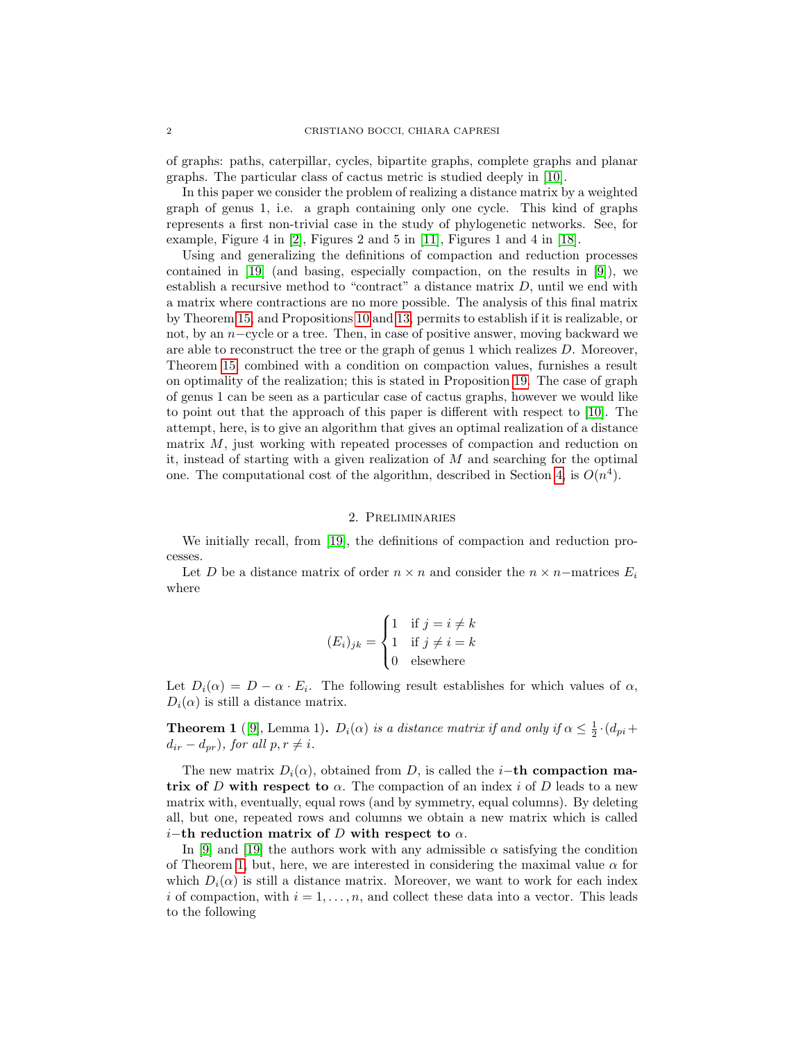of graphs: paths, caterpillar, cycles, bipartite graphs, complete graphs and planar graphs. The particular class of cactus metric is studied deeply in [10].

In this paper we consider the problem of realizing a distance matrix by a weighted graph of genus 1, i.e. a graph containing only one cycle. This kind of graphs represents a first non-trivial case in the study of phylogenetic networks. See, for example, Figure 4 in [2], Figures 2 and 5 in [11], Figures 1 and 4 in [18].

Using and generalizing the definitions of compaction and reduction processes contained in [19] (and basing, especially compaction, on the results in [9]), we establish a recursive method to "contract" a distance matrix $D$, until we end with a matrix where contractions are no more possible. The analysis of this final matrix by Theorem 15, and Propositions 10 and 13, permits to establish if it is realizable, or not, by an $n-$cycle or a tree. Then, in case of positive answer, moving backward we are able to reconstruct the tree or the graph of genus 1 which realizes $D$. Moreover, Theorem 15 combined with a condition on compaction values, furnishes a result on optimality of the realization; this is stated in Proposition 19. The case of graph of genus 1 can be seen as a particular case of cactus graphs, however we would like to point out that the approach of this paper is different with respect to [10]. The attempt, here, is to give an algorithm that gives an optimal realization of a distance matrix $M$, just working with repeated processes of compaction and reduction on it, instead of starting with a given realization of $M$ and searching for the optimal one. The computational cost of the algorithm, described in Section 4, is $O(n^4)$.

## 2. Preliminaries

We initially recall, from [19], the definitions of compaction and reduction processes.

Let $D$ be a distance matrix of order $n \times n$ and consider the $n \times n-$matrices $E_i$ where

$$(E_i)_{jk} = \begin{cases} 1 & \text{if } j = i \neq k \\ 1 & \text{if } j \neq i = k \\ 0 & \text{elsewhere} \end{cases}$$

Let $D_i(\alpha) = D - \alpha \cdot E_i$. The following result establishes for which values of $\alpha$, $D_i(\alpha)$ is still a distance matrix.

**Theorem 1** ([9], Lemma 1)**.** *$D_i(\alpha)$ is a distance matrix if and only if $\alpha \leq \frac{1}{2} \cdot (d_{pi} + d_{ir} - d_{pr})$, for all $p, r \neq i$.*

The new matrix $D_i(\alpha)$, obtained from $D$, is called the $i-$**th compaction matrix of $D$ with respect to $\alpha$**. The compaction of an index $i$ of $D$ leads to a new matrix with, eventually, equal rows (and by symmetry, equal columns). By deleting all, but one, repeated rows and columns we obtain a new matrix which is called $i-$**th reduction matrix of $D$ with respect to $\alpha$**.

In [9] and [19] the authors work with any admissible $\alpha$ satisfying the condition of Theorem 1, but, here, we are interested in considering the maximal value $\alpha$ for which $D_i(\alpha)$ is still a distance matrix. Moreover, we want to work for each index $i$ of compaction, with $i = 1, \ldots, n$, and collect these data into a vector. This leads to the following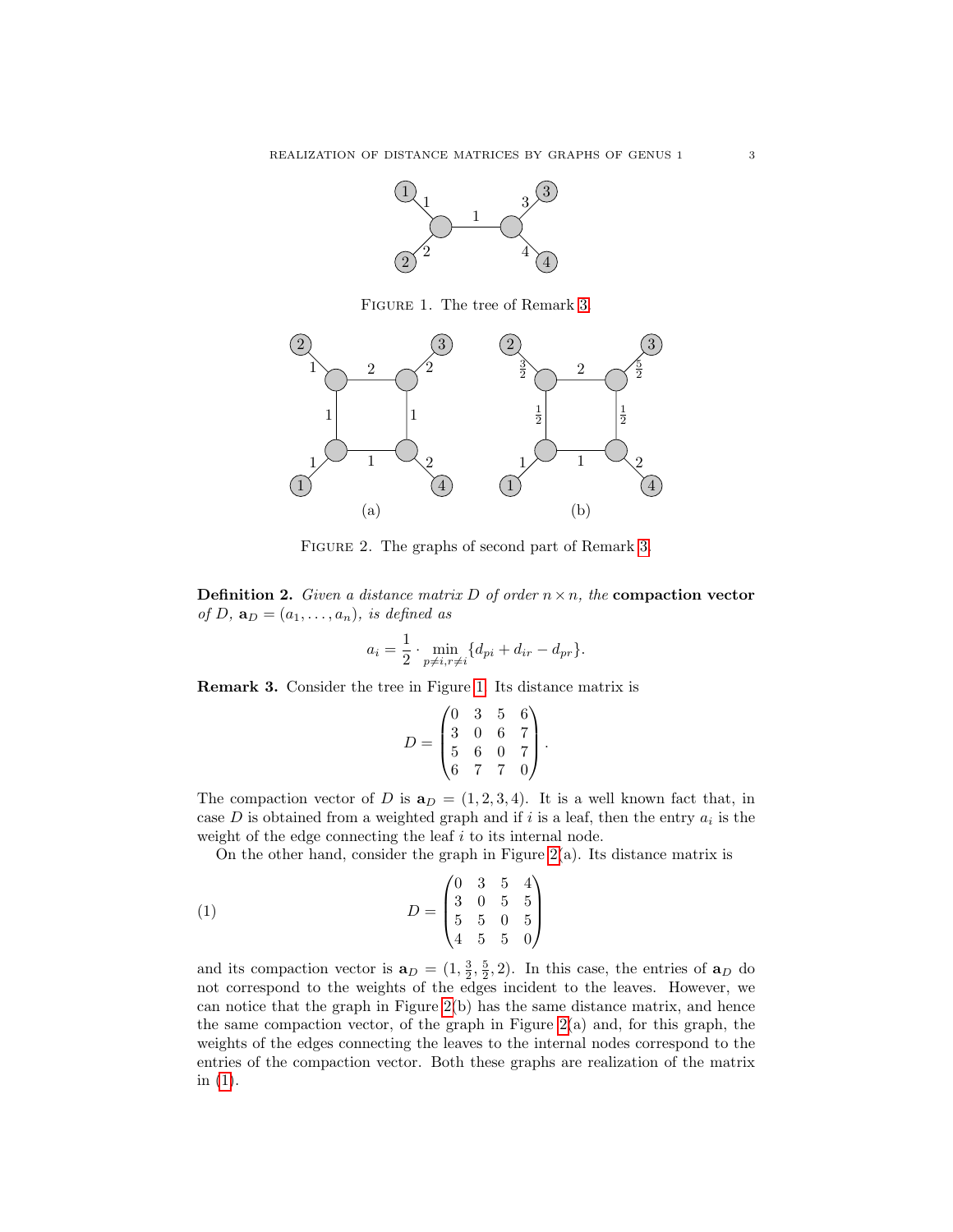FIGURE 1. The tree of Remark 3.

FIGURE 2. The graphs of second part of Remark 3.

**Definition 2.** *Given a distance matrix $D$ of order $n \times n$, the* **compaction vector** *of $D$, $\mathbf{a}_D = (a_1, \dots, a_n)$, is defined as*

$$a_i = \frac{1}{2} \cdot \min_{p \neq i, r \neq i} \{d_{pi} + d_{ir} - d_{pr}\}.$$

**Remark 3.** Consider the tree in Figure 1. Its distance matrix is

$$D = \begin{pmatrix} 0 & 3 & 5 & 6 \\ 3 & 0 & 6 & 7 \\ 5 & 6 & 0 & 7 \\ 6 & 7 & 7 & 0 \end{pmatrix}.$$

The compaction vector of $D$ is $\mathbf{a}_D = (1, 2, 3, 4)$. It is a well known fact that, in case $D$ is obtained from a weighted graph and if $i$ is a leaf, then the entry $a_i$ is the weight of the edge connecting the leaf $i$ to its internal node.

On the other hand, consider the graph in Figure 2(a). Its distance matrix is

$$D = \begin{pmatrix} 0 & 3 & 5 & 4 \\ 3 & 0 & 5 & 5 \\ 5 & 5 & 0 & 5 \\ 4 & 5 & 5 & 0 \end{pmatrix} \tag{1}$$

and its compaction vector is $\mathbf{a}_D = (1, \frac{3}{2}, \frac{5}{2}, 2)$. In this case, the entries of $\mathbf{a}_D$ do not correspond to the weights of the edges incident to the leaves. However, we can notice that the graph in Figure 2(b) has the same distance matrix, and hence the same compaction vector, of the graph in Figure 2(a) and, for this graph, the weights of the edges connecting the leaves to the internal nodes correspond to the entries of the compaction vector. Both these graphs are realization of the matrix in (1).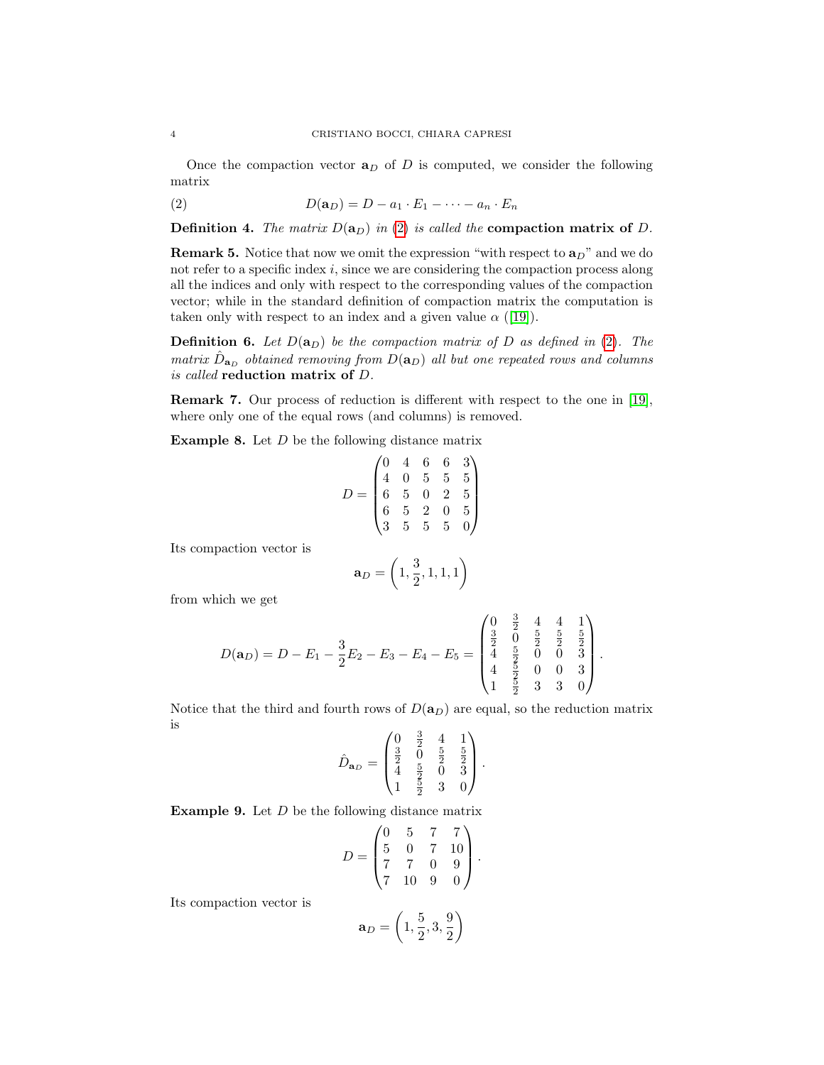Once the compaction vector $\mathbf{a}_D$ of $D$ is computed, we consider the following matrix

$$D(\mathbf{a}_D) = D - a_1 \cdot E_1 - \cdots - a_n \cdot E_n \tag{2}$$

**Definition 4.** *The matrix $D(\mathbf{a}_D)$ in (2) is called the* **compaction matrix of** $D$.

**Remark 5.** Notice that now we omit the expression "with respect to $\mathbf{a}_D$" and we do not refer to a specific index $i$, since we are considering the compaction process along all the indices and only with respect to the corresponding values of the compaction vector; while in the standard definition of compaction matrix the computation is taken only with respect to an index and a given value $\alpha$ ([19]).

**Definition 6.** *Let $D(\mathbf{a}_D)$ be the compaction matrix of $D$ as defined in (2). The matrix $\hat{D}_{\mathbf{a}_D}$ obtained removing from $D(\mathbf{a}_D)$ all but one repeated rows and columns is called* **reduction matrix of** $D$.

**Remark 7.** Our process of reduction is different with respect to the one in [19], where only one of the equal rows (and columns) is removed.

**Example 8.** Let $D$ be the following distance matrix

$$D = \begin{pmatrix} 0 & 4 & 6 & 6 & 3 \\ 4 & 0 & 5 & 5 & 5 \\ 6 & 5 & 0 & 2 & 5 \\ 6 & 5 & 2 & 0 & 5 \\ 3 & 5 & 5 & 5 & 0 \end{pmatrix}$$

Its compaction vector is

$$\mathbf{a}_D = \left(1, \frac{3}{2}, 1, 1, 1\right)$$

from which we get

$$D(\mathbf{a}_D) = D - E_1 - \frac{3}{2}E_2 - E_3 - E_4 - E_5 = \begin{pmatrix} 0 & \frac{3}{2} & 4 & 4 & 1 \\ \frac{3}{2} & 0 & \frac{5}{2} & \frac{5}{2} & \frac{5}{2} \\ 4 & \frac{5}{2} & 0 & 0 & 3 \\ 4 & \frac{5}{2} & 0 & 0 & 3 \\ 1 & \frac{5}{2} & 3 & 3 & 0 \end{pmatrix}.$$

Notice that the third and fourth rows of $D(\mathbf{a}_D)$ are equal, so the reduction matrix is

$$\hat{D}_{\mathbf{a}_D} = \begin{pmatrix} 0 & \frac{3}{2} & 4 & 1 \\ \frac{3}{2} & 0 & \frac{5}{2} & \frac{5}{2} \\ 4 & \frac{5}{2} & 0 & 3 \\ 1 & \frac{5}{2} & 3 & 0 \end{pmatrix}.$$

**Example 9.** Let $D$ be the following distance matrix

$$D = \begin{pmatrix} 0 & 5 & 7 & 7 \\ 5 & 0 & 7 & 10 \\ 7 & 7 & 0 & 9 \\ 7 & 10 & 9 & 0 \end{pmatrix}.$$

Its compaction vector is

$$\mathbf{a}_D = \left(1, \frac{5}{2}, 3, \frac{9}{2}\right)$$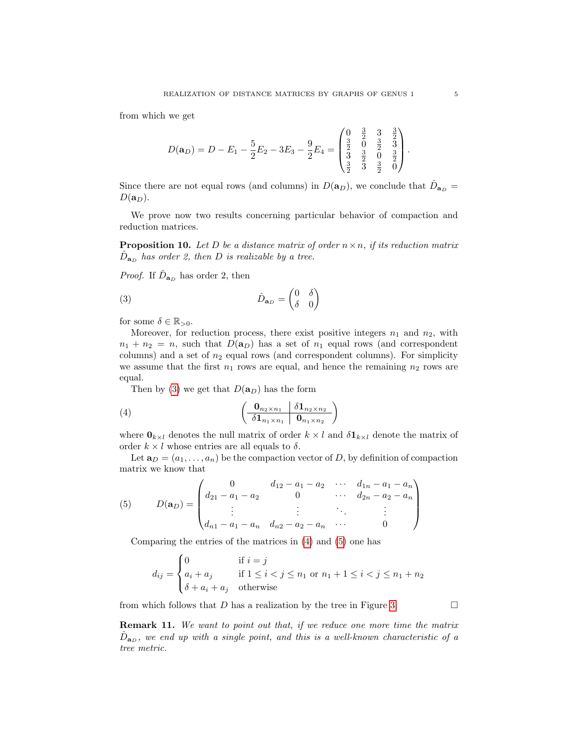from which we get

$$D(\mathbf{a}_D) = D - E_1 - \frac{5}{2}E_2 - 3E_3 - \frac{9}{2}E_4 = \begin{pmatrix} 0 & \frac{3}{2} & 3 & \frac{3}{2} \\ \frac{3}{2} & 0 & \frac{3}{2} & 3 \\ 3 & \frac{3}{2} & 0 & \frac{3}{2} \\ \frac{3}{2} & 3 & \frac{3}{2} & 0 \end{pmatrix}.$$

Since there are not equal rows (and columns) in $D(\mathbf{a}_D)$, we conclude that $\hat{D}_{\mathbf{a}_D} = D(\mathbf{a}_D)$.

We prove now two results concerning particular behavior of compaction and reduction matrices.

**Proposition 10.** *Let $D$ be a distance matrix of order $n \times n$, if its reduction matrix $\hat{D}_{\mathbf{a}_D}$ has order 2, then $D$ is realizable by a tree.*

*Proof.* If $\hat{D}_{\mathbf{a}_D}$ has order 2, then

$$\hat{D}_{\mathbf{a}_D} = \begin{pmatrix} 0 & \delta \\ \delta & 0 \end{pmatrix} \tag{3}$$

for some $\delta \in \mathbb{R}_{>0}$.

Moreover, for reduction process, there exist positive integers $n_1$ and $n_2$, with $n_1 + n_2 = n$, such that $D(\mathbf{a}_D)$ has a set of $n_1$ equal rows (and correspondent columns) and a set of $n_2$ equal rows (and correspondent columns). For simplicity we assume that the first $n_1$ rows are equal, and hence the remaining $n_2$ rows are equal.

Then by (3) we get that $D(\mathbf{a}_D)$ has the form

$$\left(\begin{array}{c|c} \mathbf{0}_{n_2 \times n_1} & \delta \mathbf{1}_{n_2 \times n_2} \\ \hline \delta \mathbf{1}_{n_1 \times n_1} & \mathbf{0}_{n_1 \times n_2} \end{array}\right) \tag{4}$$

where $\mathbf{0}_{k \times l}$ denotes the null matrix of order $k \times l$ and $\delta \mathbf{1}_{k \times l}$ denote the matrix of order $k \times l$ whose entries are all equals to $\delta$.

Let $\mathbf{a}_D = (a_1, \ldots, a_n)$ be the compaction vector of $D$, by definition of compaction matrix we know that

$$D(\mathbf{a}_D) = \begin{pmatrix} 0 & d_{12} - a_1 - a_2 & \cdots & d_{1n} - a_1 - a_n \\ d_{21} - a_1 - a_2 & 0 & \cdots & d_{2n} - a_2 - a_n \\ \vdots & \vdots & \ddots & \vdots \\ d_{n1} - a_1 - a_n & d_{n2} - a_2 - a_n & \cdots & 0 \end{pmatrix} \tag{5}$$

Comparing the entries of the matrices in (4) and (5) one has

$$d_{ij} = \begin{cases} 0 & \text{if } i = j \\ a_i + a_j & \text{if } 1 \leq i < j \leq n_1 \text{ or } n_1 + 1 \leq i < j \leq n_1 + n_2 \\ \delta + a_i + a_j & \text{otherwise} \end{cases}$$

from which follows that $D$ has a realization by the tree in Figure 3. $\square$

**Remark 11.** *We want to point out that, if we reduce one more time the matrix $\hat{D}_{\mathbf{a}_D}$, we end up with a single point, and this is a well-known characteristic of a tree metric.*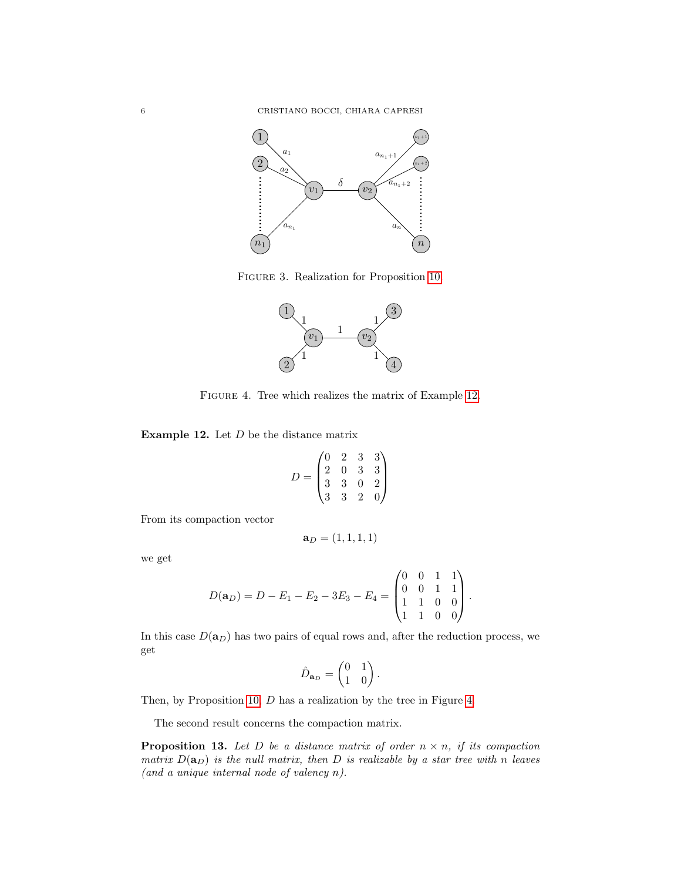FIGURE 3. Realization for Proposition 10

FIGURE 4. Tree which realizes the matrix of Example 12.

**Example 12.** Let $D$ be the distance matrix

$$D = \begin{pmatrix} 0 & 2 & 3 & 3 \\ 2 & 0 & 3 & 3 \\ 3 & 3 & 0 & 2 \\ 3 & 3 & 2 & 0 \end{pmatrix}$$

From its compaction vector

$$\mathbf{a}_D = (1, 1, 1, 1)$$

we get

$$D(\mathbf{a}_D) = D - E_1 - E_2 - 3E_3 - E_4 = \begin{pmatrix} 0 & 0 & 1 & 1 \\ 0 & 0 & 1 & 1 \\ 1 & 1 & 0 & 0 \\ 1 & 1 & 0 & 0 \end{pmatrix}.$$

In this case $D(\mathbf{a}_D)$ has two pairs of equal rows and, after the reduction process, we get

$$\hat{D}_{\mathbf{a}_D} = \begin{pmatrix} 0 & 1 \\ 1 & 0 \end{pmatrix}.$$

Then, by Proposition 10, $D$ has a realization by the tree in Figure 4.

The second result concerns the compaction matrix.

**Proposition 13.** *Let $D$ be a distance matrix of order $n \times n$, if its compaction matrix $D(\mathbf{a}_D)$ is the null matrix, then $D$ is realizable by a star tree with $n$ leaves (and a unique internal node of valency $n$).*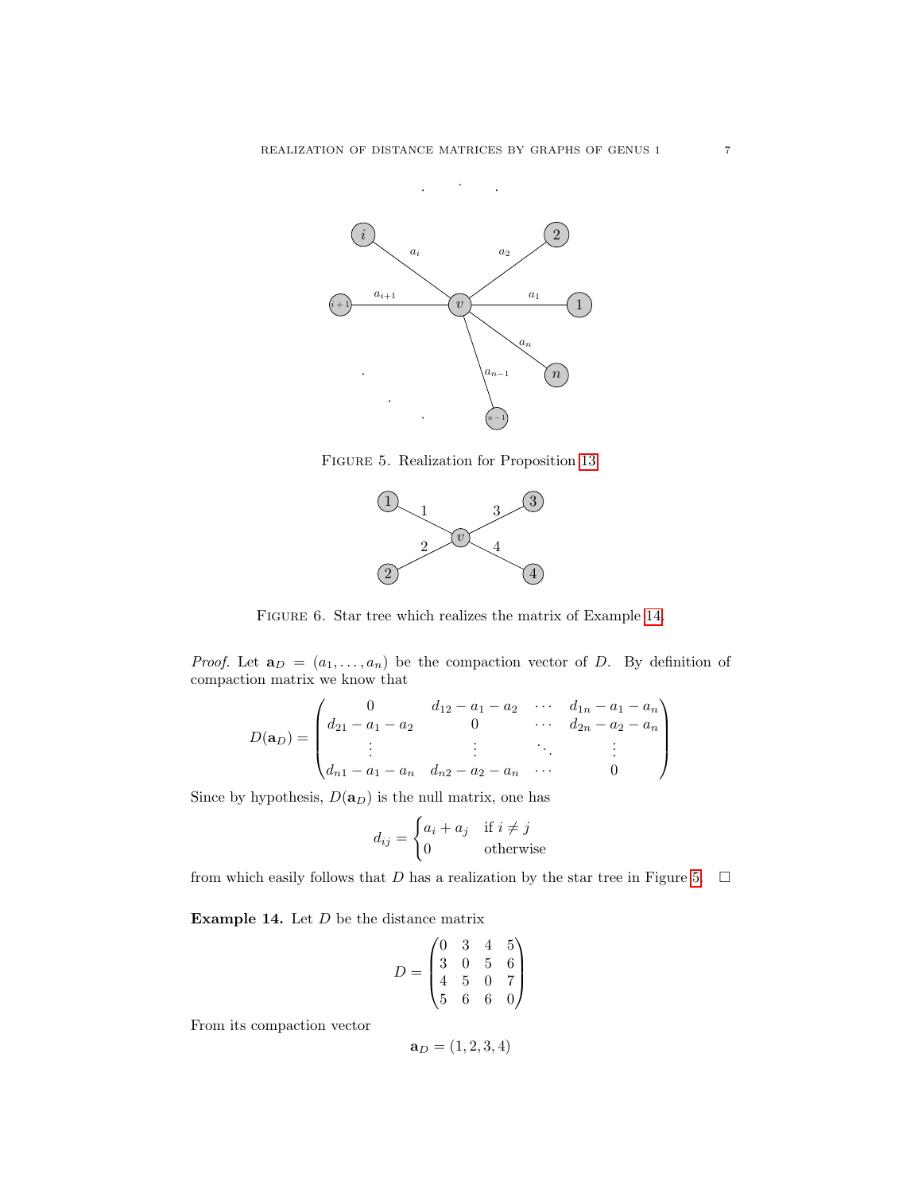FIGURE 5. Realization for Proposition 13

FIGURE 6. Star tree which realizes the matrix of Example 14.

*Proof.* Let $\mathbf{a}_D = (a_1, \ldots, a_n)$ be the compaction vector of $D$. By definition of compaction matrix we know that

$$D(\mathbf{a}_D) = \begin{pmatrix} 0 & d_{12} - a_1 - a_2 & \cdots & d_{1n} - a_1 - a_n \\ d_{21} - a_1 - a_2 & 0 & \cdots & d_{2n} - a_2 - a_n \\ \vdots & \vdots & \ddots & \vdots \\ d_{n1} - a_1 - a_n & d_{n2} - a_2 - a_n & \cdots & 0 \end{pmatrix}$$

Since by hypothesis, $D(\mathbf{a}_D)$ is the null matrix, one has

$$d_{ij} = \begin{cases} a_i + a_j & \text{if } i \neq j \\ 0 & \text{otherwise} \end{cases}$$

from which easily follows that $D$ has a realization by the star tree in Figure 5. $\square$

**Example 14.** Let $D$ be the distance matrix

$$D = \begin{pmatrix} 0 & 3 & 4 & 5 \\ 3 & 0 & 5 & 6 \\ 4 & 5 & 0 & 7 \\ 5 & 6 & 6 & 0 \end{pmatrix}$$

From its compaction vector

$$\mathbf{a}_D = (1, 2, 3, 4)$$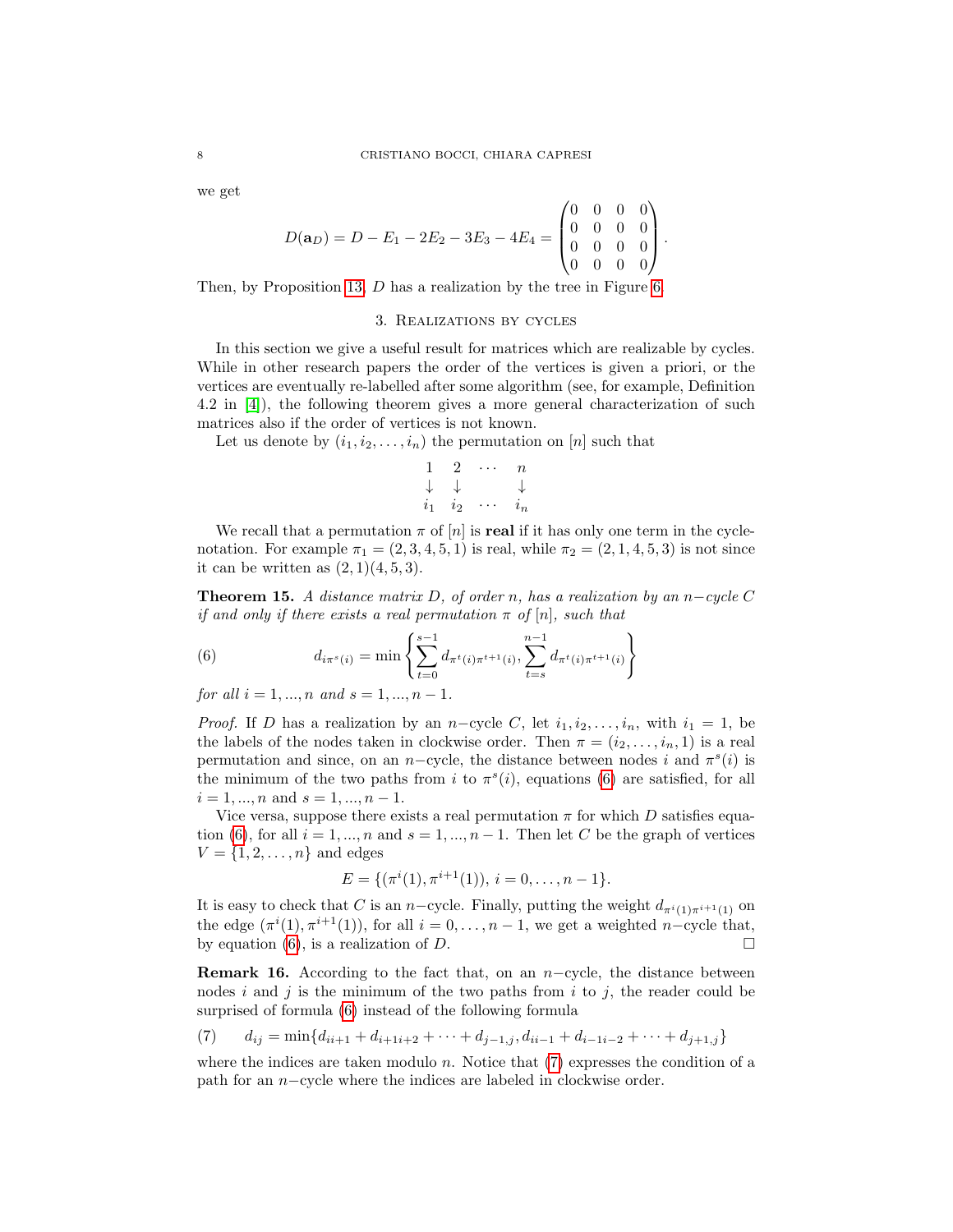we get

$$D(\mathbf{a}_D) = D - E_1 - 2E_2 - 3E_3 - 4E_4 = \begin{pmatrix} 0 & 0 & 0 & 0 \\ 0 & 0 & 0 & 0 \\ 0 & 0 & 0 & 0 \\ 0 & 0 & 0 & 0 \end{pmatrix}.$$

Then, by Proposition 13, $D$ has a realization by the tree in Figure 6.

## 3. Realizations by cycles

In this section we give a useful result for matrices which are realizable by cycles. While in other research papers the order of the vertices is given a priori, or the vertices are eventually re-labelled after some algorithm (see, for example, Definition 4.2 in [4]), the following theorem gives a more general characterization of such matrices also if the order of vertices is not known.

Let us denote by $(i_1, i_2, \ldots, i_n)$ the permutation on $[n]$ such that

$$\begin{matrix} 1 & 2 & \cdots & n \\ \downarrow & \downarrow & & \downarrow \\ i_1 & i_2 & \cdots & i_n \end{matrix}$$

We recall that a permutation $\pi$ of $[n]$ is **real** if it has only one term in the cycle-notation. For example $\pi_1 = (2, 3, 4, 5, 1)$ is real, while $\pi_2 = (2, 1, 4, 5, 3)$ is not since it can be written as $(2, 1)(4, 5, 3)$.

**Theorem 15.** *A distance matrix $D$, of order $n$, has a realization by an $n-$cycle $C$ if and only if there exists a real permutation $\pi$ of $[n]$, such that*

$$d_{i\pi^s(i)} = \min\left\{ \sum_{t=0}^{s-1} d_{\pi^t(i)\pi^{t+1}(i)}, \sum_{t=s}^{n-1} d_{\pi^t(i)\pi^{t+1}(i)} \right\} \tag{6}$$

*for all $i = 1, ..., n$ and $s = 1, ..., n-1$.*

*Proof.* If $D$ has a realization by an $n-$cycle $C$, let $i_1, i_2, \ldots, i_n$, with $i_1 = 1$, be the labels of the nodes taken in clockwise order. Then $\pi = (i_2, \ldots, i_n, 1)$ is a real permutation and since, on an $n-$cycle, the distance between nodes $i$ and $\pi^s(i)$ is the minimum of the two paths from $i$ to $\pi^s(i)$, equations (6) are satisfied, for all $i = 1, ..., n$ and $s = 1, ..., n-1$.

Vice versa, suppose there exists a real permutation $\pi$ for which $D$ satisfies equation (6), for all $i = 1, ..., n$ and $s = 1, ..., n-1$. Then let $C$ be the graph of vertices $V = \{1, 2, \ldots, n\}$ and edges

$$E = \{(\pi^i(1), \pi^{i+1}(1)),\ i = 0, \ldots, n-1\}.$$

It is easy to check that $C$ is an $n-$cycle. Finally, putting the weight $d_{\pi^i(1)\pi^{i+1}(1)}$ on the edge $(\pi^i(1), \pi^{i+1}(1))$, for all $i = 0, \ldots, n-1$, we get a weighted $n-$cycle that, by equation (6), is a realization of $D$. $\square$

**Remark 16.** According to the fact that, on an $n-$cycle, the distance between nodes $i$ and $j$ is the minimum of the two paths from $i$ to $j$, the reader could be surprised of formula (6) instead of the following formula

$$d_{ij} = \min\{d_{ii+1} + d_{i+1i+2} + \cdots + d_{j-1,j}, d_{ii-1} + d_{i-1i-2} + \cdots + d_{j+1,j}\} \tag{7}$$

where the indices are taken modulo $n$. Notice that (7) expresses the condition of a path for an $n-$cycle where the indices are labeled in clockwise order.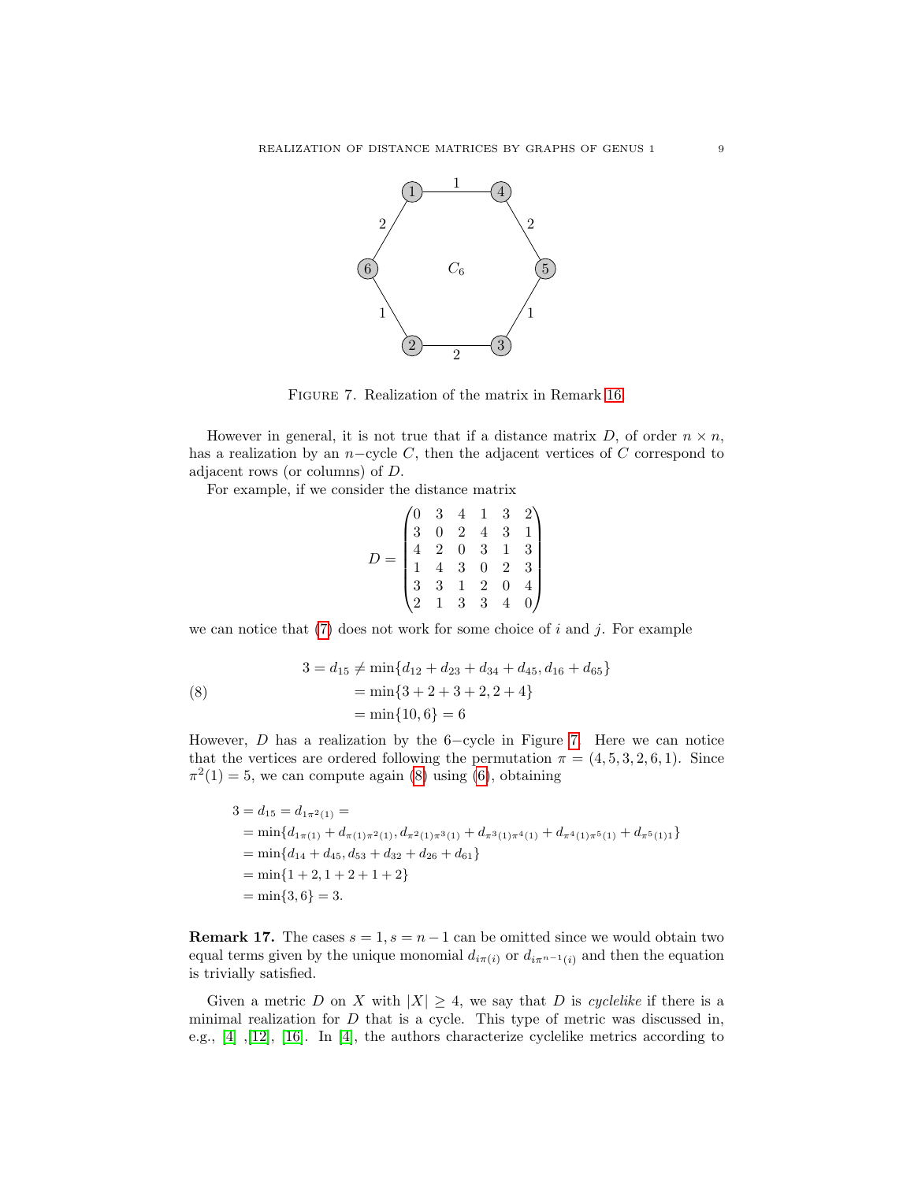Figure 7. Realization of the matrix in Remark 16.

However in general, it is not true that if a distance matrix $D$, of order $n \times n$, has a realization by an $n-$cycle $C$, then the adjacent vertices of $C$ correspond to adjacent rows (or columns) of $D$.

For example, if we consider the distance matrix

$$D = \begin{pmatrix} 0 & 3 & 4 & 1 & 3 & 2 \\ 3 & 0 & 2 & 4 & 3 & 1 \\ 4 & 2 & 0 & 3 & 1 & 3 \\ 1 & 4 & 3 & 0 & 2 & 3 \\ 3 & 3 & 1 & 2 & 0 & 4 \\ 2 & 1 & 3 & 3 & 4 & 0 \end{pmatrix}$$

we can notice that (7) does not work for some choice of $i$ and $j$. For example

$$\begin{aligned} 3 = d_{15} &\neq \min\{d_{12} + d_{23} + d_{34} + d_{45}, d_{16} + d_{65}\} \\ &= \min\{3 + 2 + 3 + 2, 2 + 4\} \\ &= \min\{10, 6\} = 6 \end{aligned} \tag{8}$$

However, $D$ has a realization by the $6-$cycle in Figure 7. Here we can notice that the vertices are ordered following the permutation $\pi = (4, 5, 3, 2, 6, 1)$. Since $\pi^2(1) = 5$, we can compute again (8) using (6), obtaining

$$\begin{aligned} 3 = d_{15} &= d_{1\pi^2(1)} = \\ &= \min\{d_{1\pi(1)} + d_{\pi(1)\pi^2(1)}, d_{\pi^2(1)\pi^3(1)} + d_{\pi^3(1)\pi^4(1)} + d_{\pi^4(1)\pi^5(1)} + d_{\pi^5(1)1}\} \\ &= \min\{d_{14} + d_{45}, d_{53} + d_{32} + d_{26} + d_{61}\} \\ &= \min\{1 + 2, 1 + 2 + 1 + 2\} \\ &= \min\{3, 6\} = 3. \end{aligned}$$

**Remark 17.** The cases $s = 1, s = n - 1$ can be omitted since we would obtain two equal terms given by the unique monomial $d_{i\pi(i)}$ or $d_{i\pi^{n-1}(i)}$ and then the equation is trivially satisfied.

Given a metric $D$ on $X$ with $|X| \geq 4$, we say that $D$ is *cyclelike* if there is a minimal realization for $D$ that is a cycle. This type of metric was discussed in, e.g., [4] ,[12], [16]. In [4], the authors characterize cyclelike metrics according to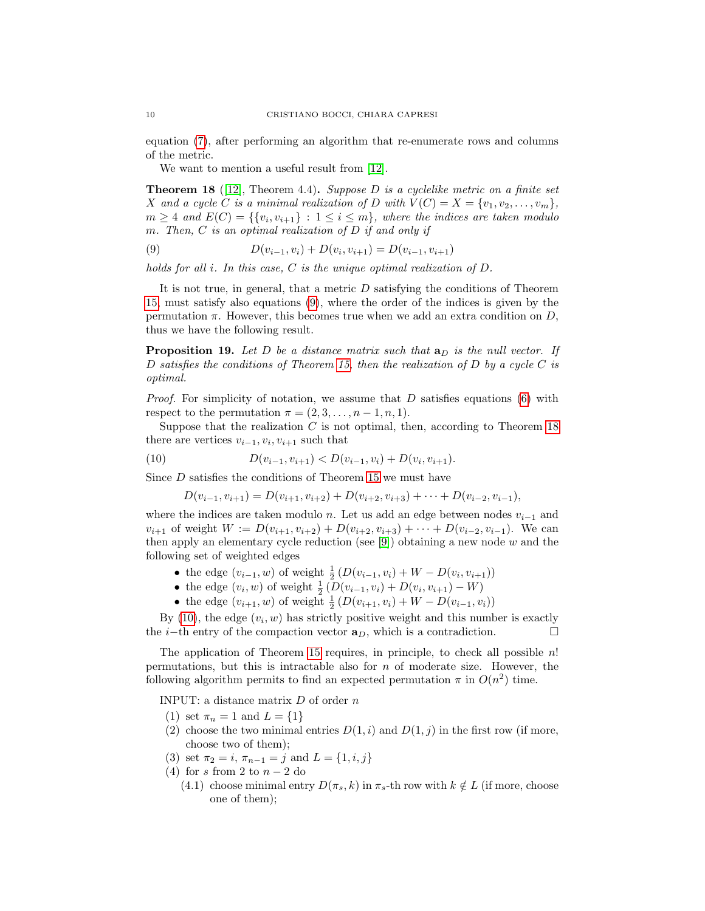equation (7), after performing an algorithm that re-enumerate rows and columns of the metric.

We want to mention a useful result from [12].

**Theorem 18** ([12], Theorem 4.4)**.** *Suppose $D$ is a cyclelike metric on a finite set $X$ and a cycle $C$ is a minimal realization of $D$ with $V(C) = X = \{v_1, v_2, \dots, v_m\}$, $m \geq 4$ and $E(C) = \{\{v_i, v_{i+1}\} : 1 \leq i \leq m\}$, where the indices are taken modulo $m$. Then, $C$ is an optimal realization of $D$ if and only if*

$$D(v_{i-1}, v_i) + D(v_i, v_{i+1}) = D(v_{i-1}, v_{i+1}) \tag{9}$$

*holds for all $i$. In this case, $C$ is the unique optimal realization of $D$.*

It is not true, in general, that a metric $D$ satisfying the conditions of Theorem 15, must satisfy also equations (9), where the order of the indices is given by the permutation $\pi$. However, this becomes true when we add an extra condition on $D$, thus we have the following result.

**Proposition 19.** *Let $D$ be a distance matrix such that $\mathbf{a}_D$ is the null vector. If $D$ satisfies the conditions of Theorem 15, then the realization of $D$ by a cycle $C$ is optimal.*

*Proof.* For simplicity of notation, we assume that $D$ satisfies equations (6) with respect to the permutation $\pi = (2, 3, \dots, n-1, n, 1)$.

Suppose that the realization $C$ is not optimal, then, according to Theorem 18 there are vertices $v_{i-1}, v_i, v_{i+1}$ such that

$$D(v_{i-1}, v_{i+1}) < D(v_{i-1}, v_i) + D(v_i, v_{i+1}). \tag{10}$$

Since $D$ satisfies the conditions of Theorem 15 we must have

$$D(v_{i-1}, v_{i+1}) = D(v_{i+1}, v_{i+2}) + D(v_{i+2}, v_{i+3}) + \cdots + D(v_{i-2}, v_{i-1}),$$

where the indices are taken modulo $n$. Let us add an edge between nodes $v_{i-1}$ and $v_{i+1}$ of weight $W := D(v_{i+1}, v_{i+2}) + D(v_{i+2}, v_{i+3}) + \cdots + D(v_{i-2}, v_{i-1})$. We can then apply an elementary cycle reduction (see [9]) obtaining a new node $w$ and the following set of weighted edges

- the edge $(v_{i-1}, w)$ of weight $\frac{1}{2}\left(D(v_{i-1}, v_i) + W - D(v_i, v_{i+1})\right)$
- the edge $(v_i, w)$ of weight $\frac{1}{2}\left(D(v_{i-1}, v_i) + D(v_i, v_{i+1}) - W\right)$
- the edge $(v_{i+1}, w)$ of weight $\frac{1}{2}\left(D(v_{i+1}, v_i) + W - D(v_{i-1}, v_i)\right)$

By (10), the edge $(v_i, w)$ has strictly positive weight and this number is exactly the $i-$th entry of the compaction vector $\mathbf{a}_D$, which is a contradiction. $\square$

The application of Theorem 15 requires, in principle, to check all possible $n!$ permutations, but this is intractable also for $n$ of moderate size. However, the following algorithm permits to find an expected permutation $\pi$ in $O(n^2)$ time.

INPUT: a distance matrix $D$ of order $n$

1. set $\pi_n = 1$ and $L = \{1\}$
2. choose the two minimal entries $D(1, i)$ and $D(1, j)$ in the first row (if more, choose two of them);
3. set $\pi_2 = i$, $\pi_{n-1} = j$ and $L = \{1, i, j\}$
4. for $s$ from 2 to $n-2$ do
   - (4.1) choose minimal entry $D(\pi_s, k)$ in $\pi_s$-th row with $k \notin L$ (if more, choose one of them);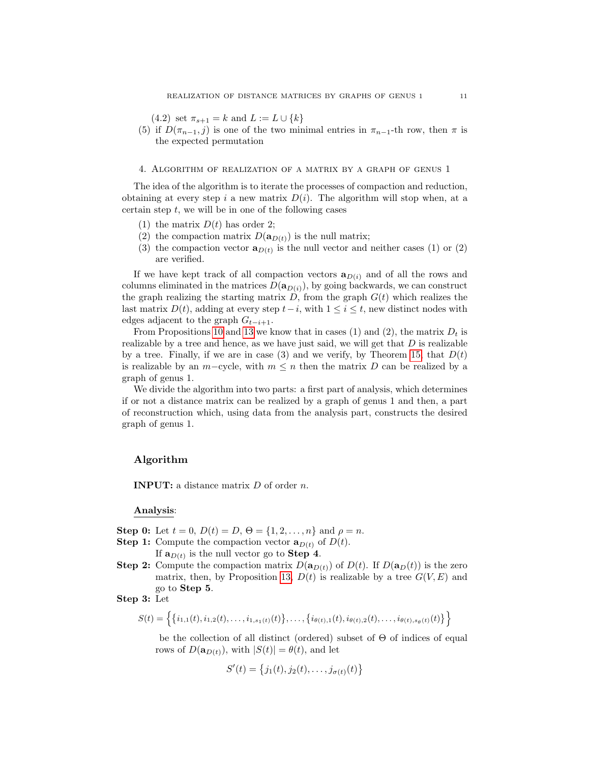(4.2) set $\pi_{s+1} = k$ and $L := L \cup \{k\}$

(5) if $D(\pi_{n-1}, j)$ is one of the two minimal entries in $\pi_{n-1}$-th row, then $\pi$ is the expected permutation

## 4. Algorithm of realization of a matrix by a graph of genus 1

The idea of the algorithm is to iterate the processes of compaction and reduction, obtaining at every step $i$ a new matrix $D(i)$. The algorithm will stop when, at a certain step $t$, we will be in one of the following cases

1. the matrix $D(t)$ has order 2;
2. the compaction matrix $D(\mathbf{a}_{D(t)})$ is the null matrix;
3. the compaction vector $\mathbf{a}_{D(t)}$ is the null vector and neither cases (1) or (2) are verified.

If we have kept track of all compaction vectors $\mathbf{a}_{D(i)}$ and of all the rows and columns eliminated in the matrices $D(\mathbf{a}_{D(i)})$, by going backwards, we can construct the graph realizing the starting matrix $D$, from the graph $G(t)$ which realizes the last matrix $D(t)$, adding at every step $t-i$, with $1 \leq i \leq t$, new distinct nodes with edges adjacent to the graph $G_{t-i+1}$.

From Propositions 10 and 13 we know that in cases (1) and (2), the matrix $D_t$ is realizable by a tree and hence, as we have just said, we will get that $D$ is realizable by a tree. Finally, if we are in case (3) and we verify, by Theorem 15, that $D(t)$ is realizable by an $m-$cycle, with $m \leq n$ then the matrix $D$ can be realized by a graph of genus 1.

We divide the algorithm into two parts: a first part of analysis, which determines if or not a distance matrix can be realized by a graph of genus 1 and then, a part of reconstruction which, using data from the analysis part, constructs the desired graph of genus 1.

### Algorithm

**INPUT:** a distance matrix $D$ of order $n$.

**Analysis**:

**Step 0:** Let $t = 0$, $D(t) = D$, $\Theta = \{1, 2, \ldots, n\}$ and $\rho = n$.

**Step 1:** Compute the compaction vector $\mathbf{a}_{D(t)}$ of $D(t)$.
If $\mathbf{a}_{D(t)}$ is the null vector go to **Step 4**.

**Step 2:** Compute the compaction matrix $D(\mathbf{a}_{D(t)})$ of $D(t)$. If $D(\mathbf{a}_D(t))$ is the zero matrix, then, by Proposition 13, $D(t)$ is realizable by a tree $G(V, E)$ and go to **Step 5**.

**Step 3:** Let

$$S(t) = \Big\{\big\{i_{1,1}(t), i_{1,2}(t), \ldots, i_{1,s_1(t)}(t)\big\}, \ldots, \big\{i_{\theta(t),1}(t), i_{\theta(t),2}(t), \ldots, i_{\theta(t),s_\theta(t)}(t)\big\}\Big\}$$

be the collection of all distinct (ordered) subset of $\Theta$ of indices of equal rows of $D(\mathbf{a}_{D(t)})$, with $|S(t)| = \theta(t)$, and let

$$S'(t) = \big\{j_1(t), j_2(t), \ldots, j_{\sigma(t)}(t)\big\}$$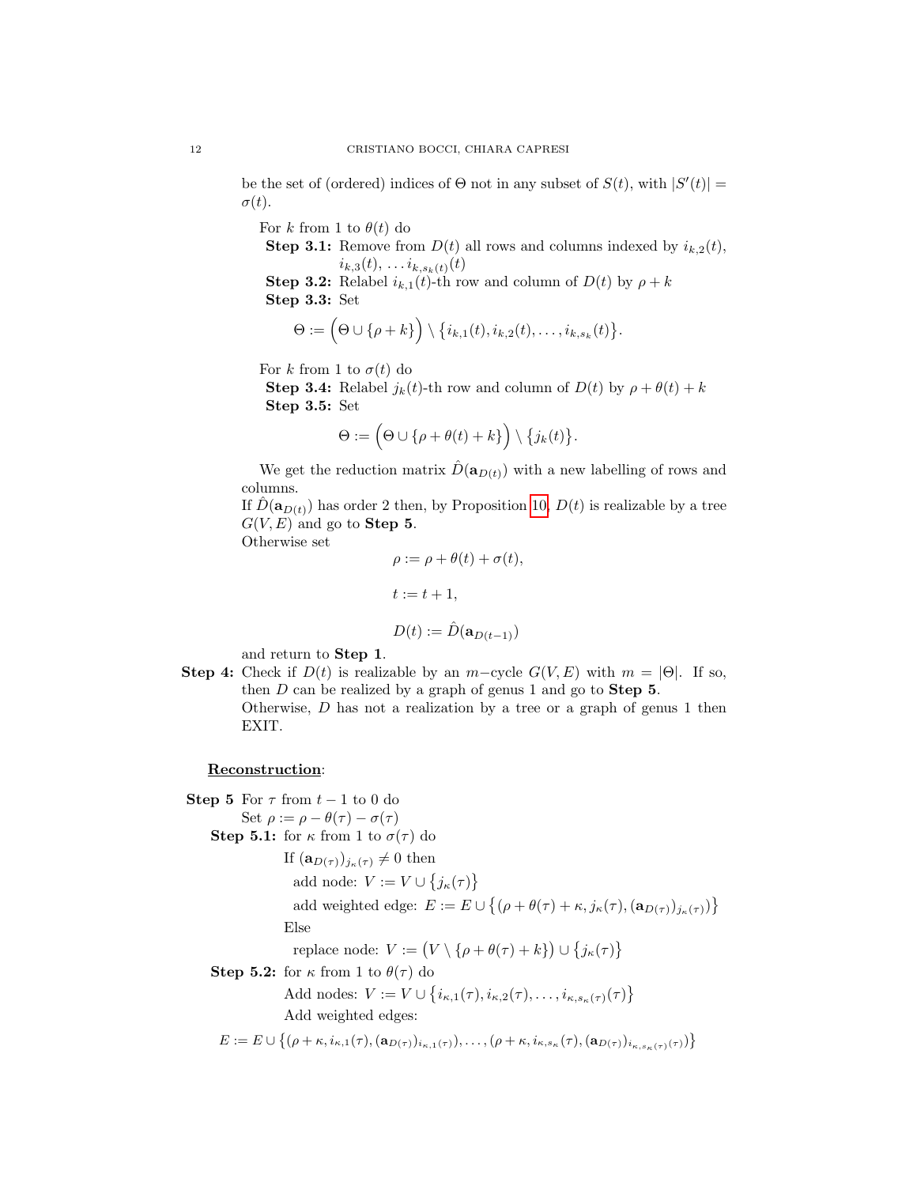be the set of (ordered) indices of $\Theta$ not in any subset of $S(t)$, with $|S'(t)| = \sigma(t)$.

For $k$ from 1 to $\theta(t)$ do

**Step 3.1:** Remove from $D(t)$ all rows and columns indexed by $i_{k,2}(t)$, $i_{k,3}(t), \ldots i_{k,s_k(t)}(t)$

**Step 3.2:** Relabel $i_{k,1}(t)$-th row and column of $D(t)$ by $\rho + k$

**Step 3.3:** Set

$$\Theta := \Big(\Theta \cup \{\rho + k\}\Big) \setminus \big\{i_{k,1}(t), i_{k,2}(t), \ldots, i_{k,s_k}(t)\big\}.$$

For $k$ from 1 to $\sigma(t)$ do

**Step 3.4:** Relabel $j_k(t)$-th row and column of $D(t)$ by $\rho + \theta(t) + k$

**Step 3.5:** Set

$$\Theta := \Big(\Theta \cup \{\rho + \theta(t) + k\}\Big) \setminus \big\{j_k(t)\big\}.$$

We get the reduction matrix $\hat{D}(\mathbf{a}_{D(t)})$ with a new labelling of rows and columns.

If $\hat{D}(\mathbf{a}_{D(t)})$ has order 2 then, by Proposition 10, $D(t)$ is realizable by a tree $G(V, E)$ and go to **Step 5**.

Otherwise set

$$\rho := \rho + \theta(t) + \sigma(t),$$

$$t := t + 1,$$

$$D(t) := \hat{D}(\mathbf{a}_{D(t-1)})$$

and return to **Step 1**.

**Step 4:** Check if $D(t)$ is realizable by an $m-$cycle $G(V, E)$ with $m = |\Theta|$. If so, then $D$ can be realized by a graph of genus 1 and go to **Step 5**.
Otherwise, $D$ has not a realization by a tree or a graph of genus 1 then EXIT.

<u>**Reconstruction**</u>:

**Step 5** For $\tau$ from $t - 1$ to 0 do

Set $\rho := \rho - \theta(\tau) - \sigma(\tau)$

**Step 5.1:** for $\kappa$ from 1 to $\sigma(\tau)$ do

If $(\mathbf{a}_{D(\tau)})_{j_\kappa(\tau)} \neq 0$ then

add node: $V := V \cup \big\{j_\kappa(\tau)\big\}$

add weighted edge: $E := E \cup \big\{(\rho + \theta(\tau) + \kappa, j_\kappa(\tau), (\mathbf{a}_{D(\tau)})_{j_\kappa(\tau)})\big\}$

Else

replace node: $V := \big(V \setminus \{\rho + \theta(\tau) + k\}\big) \cup \big\{j_\kappa(\tau)\big\}$

**Step 5.2:** for $\kappa$ from 1 to $\theta(\tau)$ do

Add nodes: $V := V \cup \big\{i_{\kappa,1}(\tau), i_{\kappa,2}(\tau), \ldots, i_{\kappa,s_\kappa(\tau)}(\tau)\big\}$

Add weighted edges:

$$E := E \cup \big\{(\rho + \kappa, i_{\kappa,1}(\tau), (\mathbf{a}_{D(\tau)})_{i_{\kappa,1}(\tau)}), \ldots, (\rho + \kappa, i_{\kappa,s_\kappa}(\tau), (\mathbf{a}_{D(\tau)})_{i_{\kappa,s_\kappa(\tau)}(\tau)})\big\}$$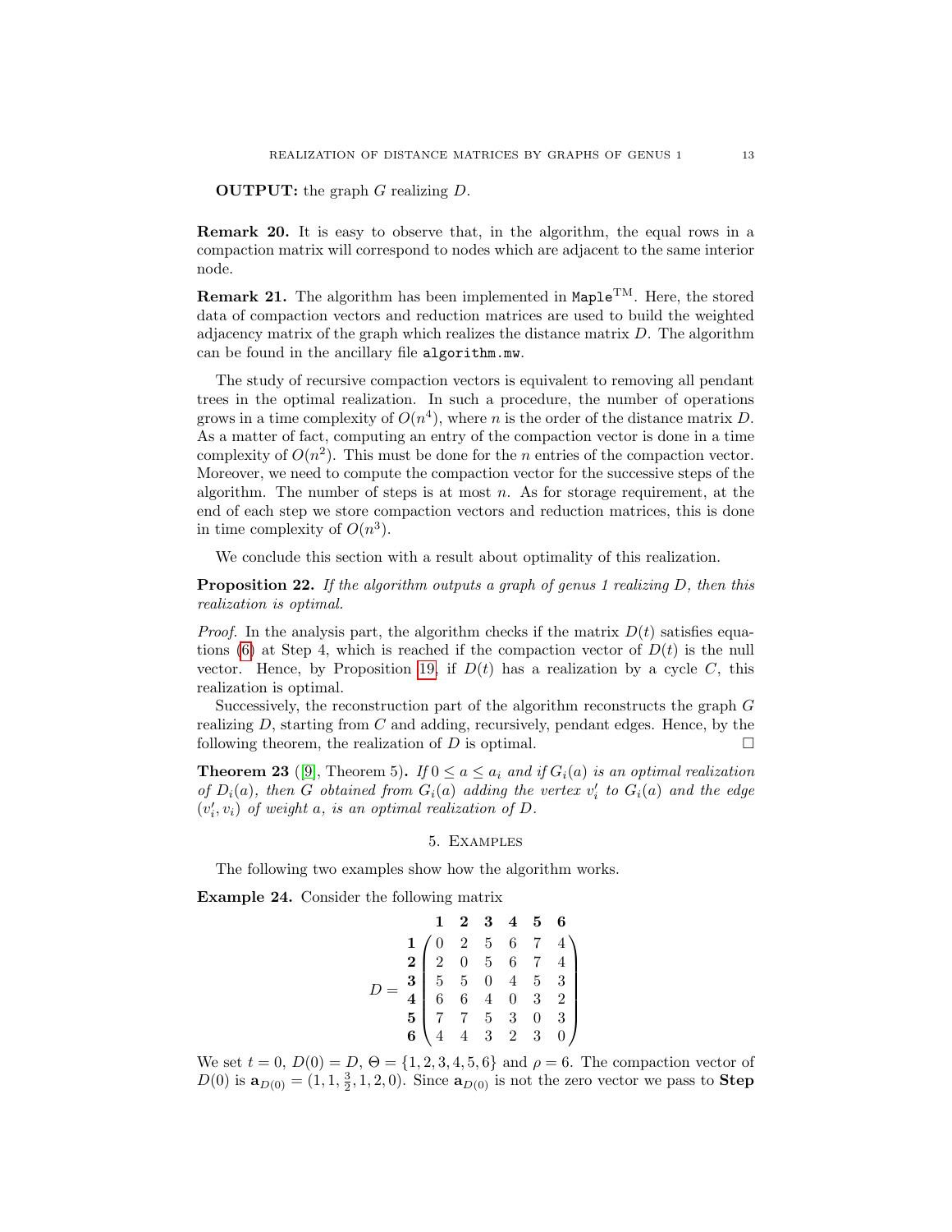**OUTPUT:** the graph $G$ realizing $D$.

**Remark 20.** It is easy to observe that, in the algorithm, the equal rows in a compaction matrix will correspond to nodes which are adjacent to the same interior node.

**Remark 21.** The algorithm has been implemented in `Maple`$^{\text{TM}}$. Here, the stored data of compaction vectors and reduction matrices are used to build the weighted adjacency matrix of the graph which realizes the distance matrix $D$. The algorithm can be found in the ancillary file `algorithm.mw`.

The study of recursive compaction vectors is equivalent to removing all pendant trees in the optimal realization. In such a procedure, the number of operations grows in a time complexity of $O(n^4)$, where $n$ is the order of the distance matrix $D$. As a matter of fact, computing an entry of the compaction vector is done in a time complexity of $O(n^2)$. This must be done for the $n$ entries of the compaction vector. Moreover, we need to compute the compaction vector for the successive steps of the algorithm. The number of steps is at most $n$. As for storage requirement, at the end of each step we store compaction vectors and reduction matrices, this is done in time complexity of $O(n^3)$.

We conclude this section with a result about optimality of this realization.

**Proposition 22.** *If the algorithm outputs a graph of genus 1 realizing $D$, then this realization is optimal.*

*Proof.* In the analysis part, the algorithm checks if the matrix $D(t)$ satisfies equations (6) at Step 4, which is reached if the compaction vector of $D(t)$ is the null vector. Hence, by Proposition 19, if $D(t)$ has a realization by a cycle $C$, this realization is optimal.

Successively, the reconstruction part of the algorithm reconstructs the graph $G$ realizing $D$, starting from $C$ and adding, recursively, pendant edges. Hence, by the following theorem, the realization of $D$ is optimal. □

**Theorem 23** ([9], Theorem 5)**.** *If $0 \le a \le a_i$ and if $G_i(a)$ is an optimal realization of $D_i(a)$, then $G$ obtained from $G_i(a)$ adding the vertex $v_i'$ to $G_i(a)$ and the edge $(v_i', v_i)$ of weight $a$, is an optimal realization of $D$.*

## 5. Examples

The following two examples show how the algorithm works.

**Example 24.** Consider the following matrix

$$D = \begin{array}{c} \\ \mathbf{1} \\ \mathbf{2} \\ \mathbf{3} \\ \mathbf{4} \\ \mathbf{5} \\ \mathbf{6} \end{array} \begin{array}{c} \begin{array}{cccccc} \mathbf{1} & \mathbf{2} & \mathbf{3} & \mathbf{4} & \mathbf{5} & \mathbf{6} \end{array} \\ \begin{pmatrix} 0 & 2 & 5 & 6 & 7 & 4 \\ 2 & 0 & 5 & 6 & 7 & 4 \\ 5 & 5 & 0 & 4 & 5 & 3 \\ 6 & 6 & 4 & 0 & 3 & 2 \\ 7 & 7 & 5 & 3 & 0 & 3 \\ 4 & 4 & 3 & 2 & 3 & 0 \end{pmatrix} \end{array}$$

We set $t = 0$, $D(0) = D$, $\Theta = \{1, 2, 3, 4, 5, 6\}$ and $\rho = 6$. The compaction vector of $D(0)$ is $\mathbf{a}_{D(0)} = (1, 1, \frac{3}{2}, 1, 2, 0)$. Since $\mathbf{a}_{D(0)}$ is not the zero vector we pass to **Step**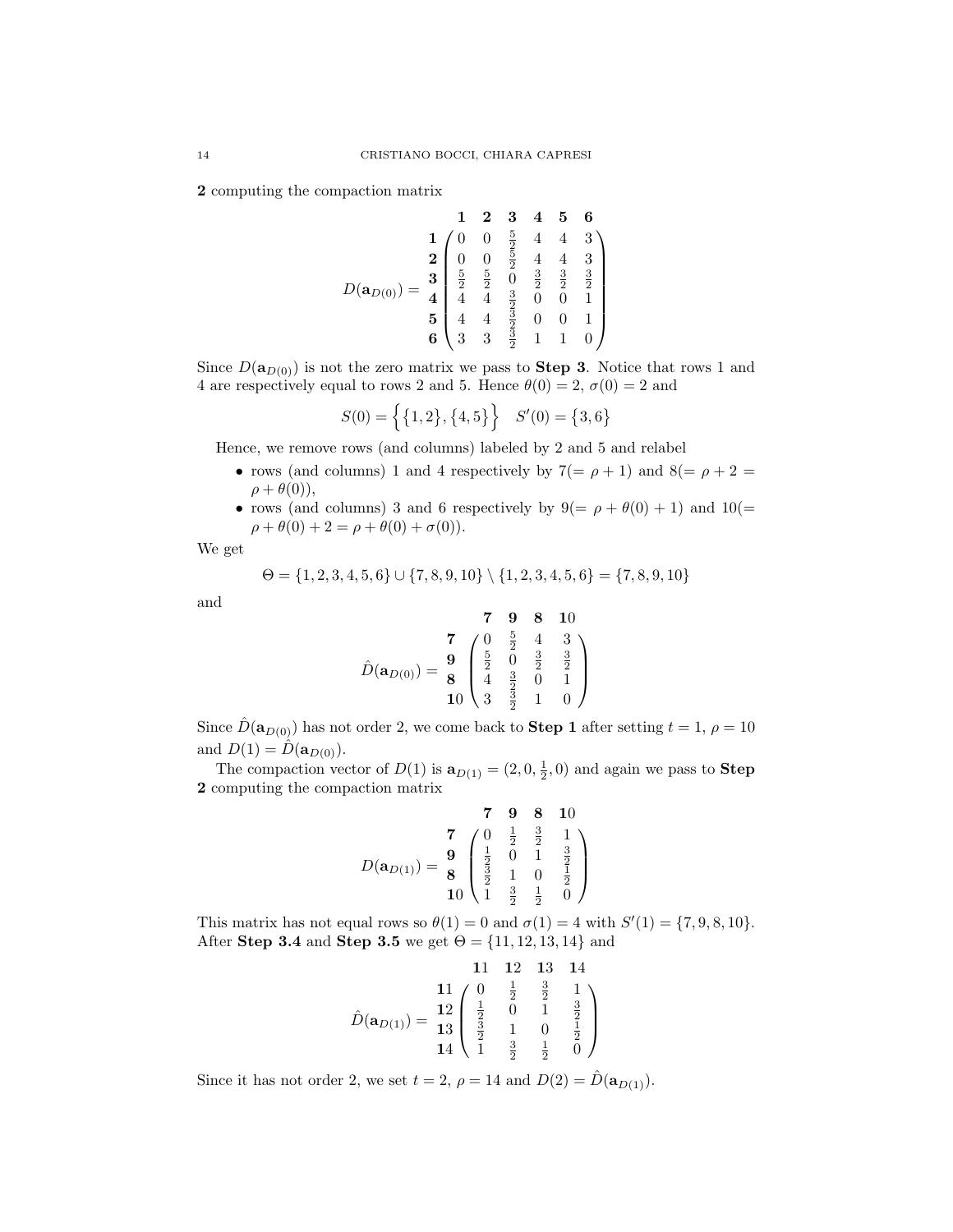**2** computing the compaction matrix

$$D(\mathbf{a}_{D(0)}) = \begin{array}{c} \\ \mathbf{1} \\ \mathbf{2} \\ \mathbf{3} \\ \mathbf{4} \\ \mathbf{5} \\ \mathbf{6} \end{array} \begin{array}{c} \begin{array}{cccccc} \mathbf{1} & \mathbf{2} & \mathbf{3} & \mathbf{4} & \mathbf{5} & \mathbf{6} \end{array} \\ \begin{pmatrix} 0 & 0 & \frac{5}{2} & 4 & 4 & 3 \\ 0 & 0 & \frac{5}{2} & 4 & 4 & 3 \\ \frac{5}{2} & \frac{5}{2} & 0 & \frac{3}{2} & \frac{3}{2} & \frac{3}{2} \\ 4 & 4 & \frac{3}{2} & 0 & 0 & 1 \\ 4 & 4 & \frac{3}{2} & 0 & 0 & 1 \\ 3 & 3 & \frac{3}{2} & 1 & 1 & 0 \end{pmatrix} \end{array}$$

Since $D(\mathbf{a}_{D(0)})$ is not the zero matrix we pass to **Step 3**. Notice that rows 1 and 4 are respectively equal to rows 2 and 5. Hence $\theta(0) = 2$, $\sigma(0) = 2$ and

$$S(0) = \Big\{\{1, 2\}, \{4, 5\}\Big\} \quad S'(0) = \{3, 6\}$$

Hence, we remove rows (and columns) labeled by 2 and 5 and relabel

- rows (and columns) 1 and 4 respectively by $7(= \rho + 1)$ and $8(= \rho + 2 = \rho + \theta(0))$,
- rows (and columns) 3 and 6 respectively by $9(= \rho + \theta(0) + 1)$ and $10(= \rho + \theta(0) + 2 = \rho + \theta(0) + \sigma(0))$.

We get

$$\Theta = \{1, 2, 3, 4, 5, 6\} \cup \{7, 8, 9, 10\} \setminus \{1, 2, 3, 4, 5, 6\} = \{7, 8, 9, 10\}$$

and

$$\hat{D}(\mathbf{a}_{D(0)}) = \begin{array}{c} \\ \mathbf{7} \\ \mathbf{9} \\ \mathbf{8} \\ \mathbf{10} \end{array} \begin{array}{c} \begin{array}{cccc} \mathbf{7} & \mathbf{9} & \mathbf{8} & \mathbf{10} \end{array} \\ \begin{pmatrix} 0 & \frac{5}{2} & 4 & 3 \\ \frac{5}{2} & 0 & \frac{3}{2} & \frac{3}{2} \\ 4 & \frac{3}{2} & 0 & 1 \\ 3 & \frac{3}{2} & 1 & 0 \end{pmatrix} \end{array}$$

Since $\hat{D}(\mathbf{a}_{D(0)})$ has not order 2, we come back to **Step 1** after setting $t = 1$, $\rho = 10$ and $D(1) = \hat{D}(\mathbf{a}_{D(0)})$.

The compaction vector of $D(1)$ is $\mathbf{a}_{D(1)} = (2, 0, \frac{1}{2}, 0)$ and again we pass to **Step 2** computing the compaction matrix

$$D(\mathbf{a}_{D(1)}) = \begin{array}{c} \\ \mathbf{7} \\ \mathbf{9} \\ \mathbf{8} \\ \mathbf{10} \end{array} \begin{array}{c} \begin{array}{cccc} \mathbf{7} & \mathbf{9} & \mathbf{8} & \mathbf{10} \end{array} \\ \begin{pmatrix} 0 & \frac{1}{2} & \frac{3}{2} & 1 \\ \frac{1}{2} & 0 & 1 & \frac{3}{2} \\ \frac{3}{2} & 1 & 0 & \frac{1}{2} \\ 1 & \frac{3}{2} & \frac{1}{2} & 0 \end{pmatrix} \end{array}$$

This matrix has not equal rows so $\theta(1) = 0$ and $\sigma(1) = 4$ with $S'(1) = \{7, 9, 8, 10\}$. After **Step 3.4** and **Step 3.5** we get $\Theta = \{11, 12, 13, 14\}$ and

$$\hat{D}(\mathbf{a}_{D(1)}) = \begin{array}{c} \\ \mathbf{11} \\ \mathbf{12} \\ \mathbf{13} \\ \mathbf{14} \end{array} \begin{array}{c} \begin{array}{cccc} \mathbf{11} & \mathbf{12} & \mathbf{13} & \mathbf{14} \end{array} \\ \begin{pmatrix} 0 & \frac{1}{2} & \frac{3}{2} & 1 \\ \frac{1}{2} & 0 & 1 & \frac{3}{2} \\ \frac{3}{2} & 1 & 0 & \frac{1}{2} \\ 1 & \frac{3}{2} & \frac{1}{2} & 0 \end{pmatrix} \end{array}$$

Since it has not order 2, we set $t = 2$, $\rho = 14$ and $D(2) = \hat{D}(\mathbf{a}_{D(1)})$.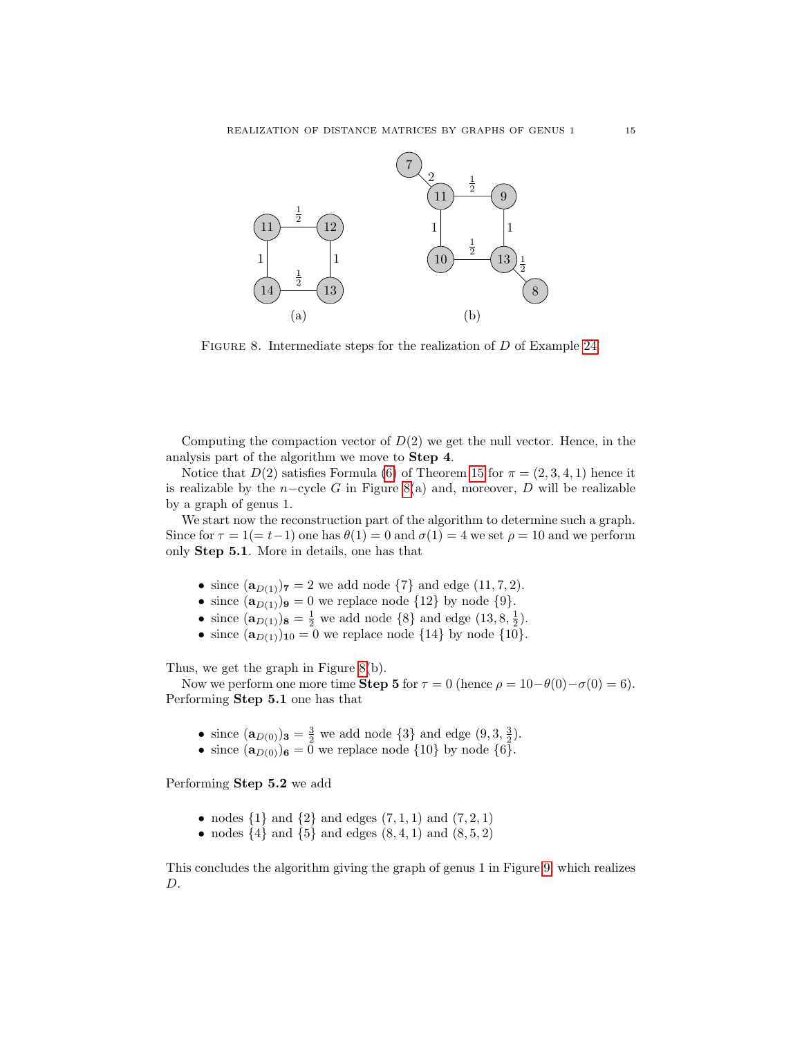FIGURE 8. Intermediate steps for the realization of $D$ of Example 24.

Computing the compaction vector of $D(2)$ we get the null vector. Hence, in the analysis part of the algorithm we move to **Step 4**.

Notice that $D(2)$ satisfies Formula (6) of Theorem 15 for $\pi = (2, 3, 4, 1)$ hence it is realizable by the $n-$cycle $G$ in Figure 8(a) and, moreover, $D$ will be realizable by a graph of genus 1.

We start now the reconstruction part of the algorithm to determine such a graph. Since for $\tau = 1 (= t-1)$ one has $\theta(1) = 0$ and $\sigma(1) = 4$ we set $\rho = 10$ and we perform only **Step 5.1**. More in details, one has that

- since $(\mathbf{a}_{D(1)})_{\mathbf{7}} = 2$ we add node $\{7\}$ and edge $(11, 7, 2)$.
- since $(\mathbf{a}_{D(1)})_{\mathbf{9}} = 0$ we replace node $\{12\}$ by node $\{9\}$.
- since $(\mathbf{a}_{D(1)})_{\mathbf{8}} = \frac{1}{2}$ we add node $\{8\}$ and edge $(13, 8, \frac{1}{2})$.
- since $(\mathbf{a}_{D(1)})_{\mathbf{10}} = 0$ we replace node $\{14\}$ by node $\{10\}$.

Thus, we get the graph in Figure 8(b).

Now we perform one more time **Step 5** for $\tau = 0$ (hence $\rho = 10 - \theta(0) - \sigma(0) = 6$). Performing **Step 5.1** one has that

- since $(\mathbf{a}_{D(0)})_{\mathbf{3}} = \frac{3}{2}$ we add node $\{3\}$ and edge $(9, 3, \frac{3}{2})$.
- since $(\mathbf{a}_{D(0)})_{\mathbf{6}} = 0$ we replace node $\{10\}$ by node $\{6\}$.

Performing **Step 5.2** we add

- nodes $\{1\}$ and $\{2\}$ and edges $(7, 1, 1)$ and $(7, 2, 1)$
- nodes $\{4\}$ and $\{5\}$ and edges $(8, 4, 1)$ and $(8, 5, 2)$

This concludes the algorithm giving the graph of genus 1 in Figure 9, which realizes $D$.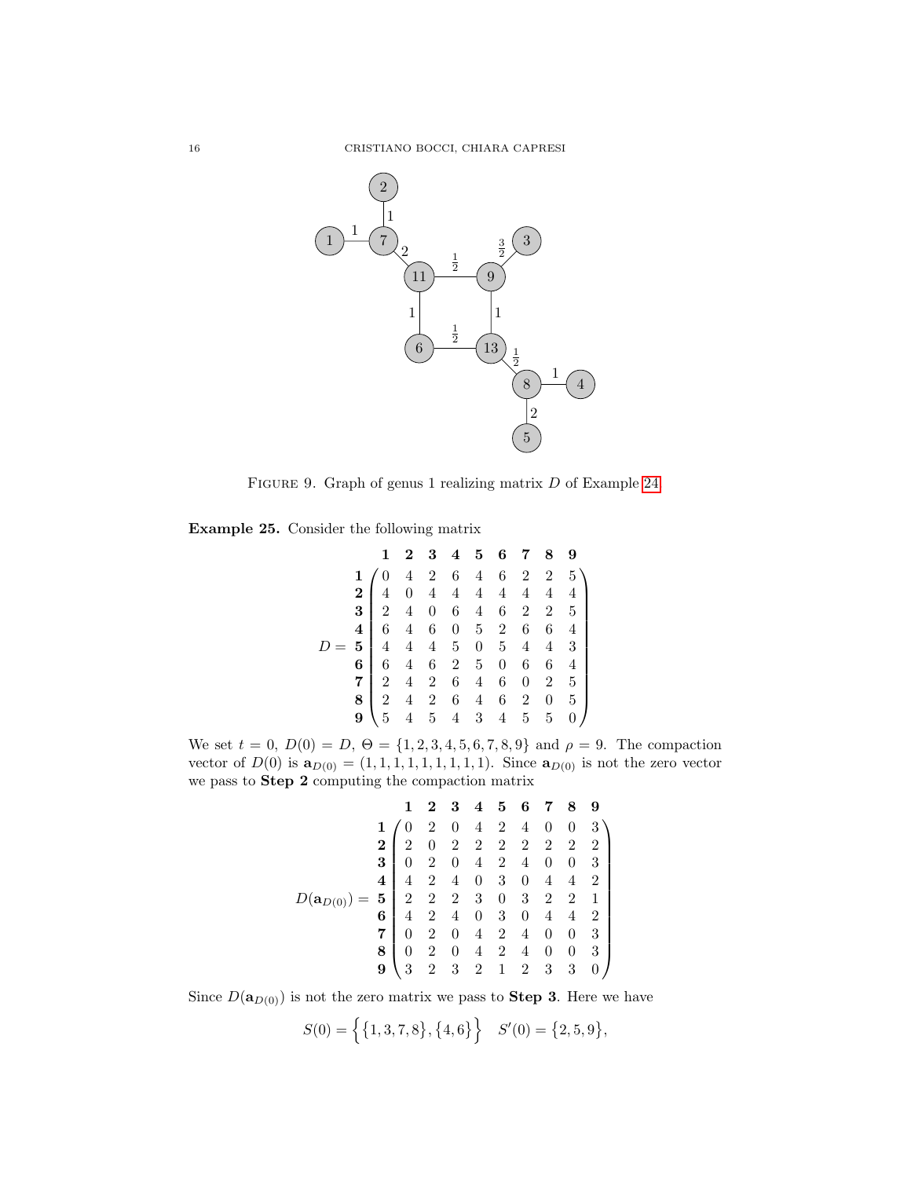Figure 9. Graph of genus 1 realizing matrix $D$ of Example 24

**Example 25.** Consider the following matrix

$$D = \begin{array}{c} \\ \mathbf{1} \\ \mathbf{2} \\ \mathbf{3} \\ \mathbf{4} \\ \mathbf{5} \\ \mathbf{6} \\ \mathbf{7} \\ \mathbf{8} \\ \mathbf{9} \end{array} \begin{array}{c} \begin{array}{ccccccccc} \mathbf{1} & \mathbf{2} & \mathbf{3} & \mathbf{4} & \mathbf{5} & \mathbf{6} & \mathbf{7} & \mathbf{8} & \mathbf{9} \end{array} \\ \begin{pmatrix} 0 & 4 & 2 & 6 & 4 & 6 & 2 & 2 & 5 \\ 4 & 0 & 4 & 4 & 4 & 4 & 4 & 4 & 4 \\ 2 & 4 & 0 & 6 & 4 & 6 & 2 & 2 & 5 \\ 6 & 4 & 6 & 0 & 5 & 2 & 6 & 6 & 4 \\ 4 & 4 & 4 & 5 & 0 & 5 & 4 & 4 & 3 \\ 6 & 4 & 6 & 2 & 5 & 0 & 6 & 6 & 4 \\ 2 & 4 & 2 & 6 & 4 & 6 & 0 & 2 & 5 \\ 2 & 4 & 2 & 6 & 4 & 6 & 2 & 0 & 5 \\ 5 & 4 & 5 & 4 & 3 & 4 & 5 & 5 & 0 \end{pmatrix} \end{array}$$

We set $t = 0$, $D(0) = D$, $\Theta = \{1,2,3,4,5,6,7,8,9\}$ and $\rho = 9$. The compaction vector of $D(0)$ is $\mathbf{a}_{D(0)} = (1,1,1,1,1,1,1,1,1)$. Since $\mathbf{a}_{D(0)}$ is not the zero vector we pass to **Step 2** computing the compaction matrix

$$D(\mathbf{a}_{D(0)}) = \begin{array}{c} \\ \mathbf{1} \\ \mathbf{2} \\ \mathbf{3} \\ \mathbf{4} \\ \mathbf{5} \\ \mathbf{6} \\ \mathbf{7} \\ \mathbf{8} \\ \mathbf{9} \end{array} \begin{array}{c} \begin{array}{ccccccccc} \mathbf{1} & \mathbf{2} & \mathbf{3} & \mathbf{4} & \mathbf{5} & \mathbf{6} & \mathbf{7} & \mathbf{8} & \mathbf{9} \end{array} \\ \begin{pmatrix} 0 & 2 & 0 & 4 & 2 & 4 & 0 & 0 & 3 \\ 2 & 0 & 2 & 2 & 2 & 2 & 2 & 2 & 2 \\ 0 & 2 & 0 & 4 & 2 & 4 & 0 & 0 & 3 \\ 4 & 2 & 4 & 0 & 3 & 0 & 4 & 4 & 2 \\ 2 & 2 & 2 & 3 & 0 & 3 & 2 & 2 & 1 \\ 4 & 2 & 4 & 0 & 3 & 0 & 4 & 4 & 2 \\ 0 & 2 & 0 & 4 & 2 & 4 & 0 & 0 & 3 \\ 0 & 2 & 0 & 4 & 2 & 4 & 0 & 0 & 3 \\ 3 & 2 & 3 & 2 & 1 & 2 & 3 & 3 & 0 \end{pmatrix} \end{array}$$

Since $D(\mathbf{a}_{D(0)})$ is not the zero matrix we pass to **Step 3**. Here we have

$$S(0) = \Big\{\{1,3,7,8\},\{4,6\}\Big\} \quad S'(0) = \{2,5,9\},$$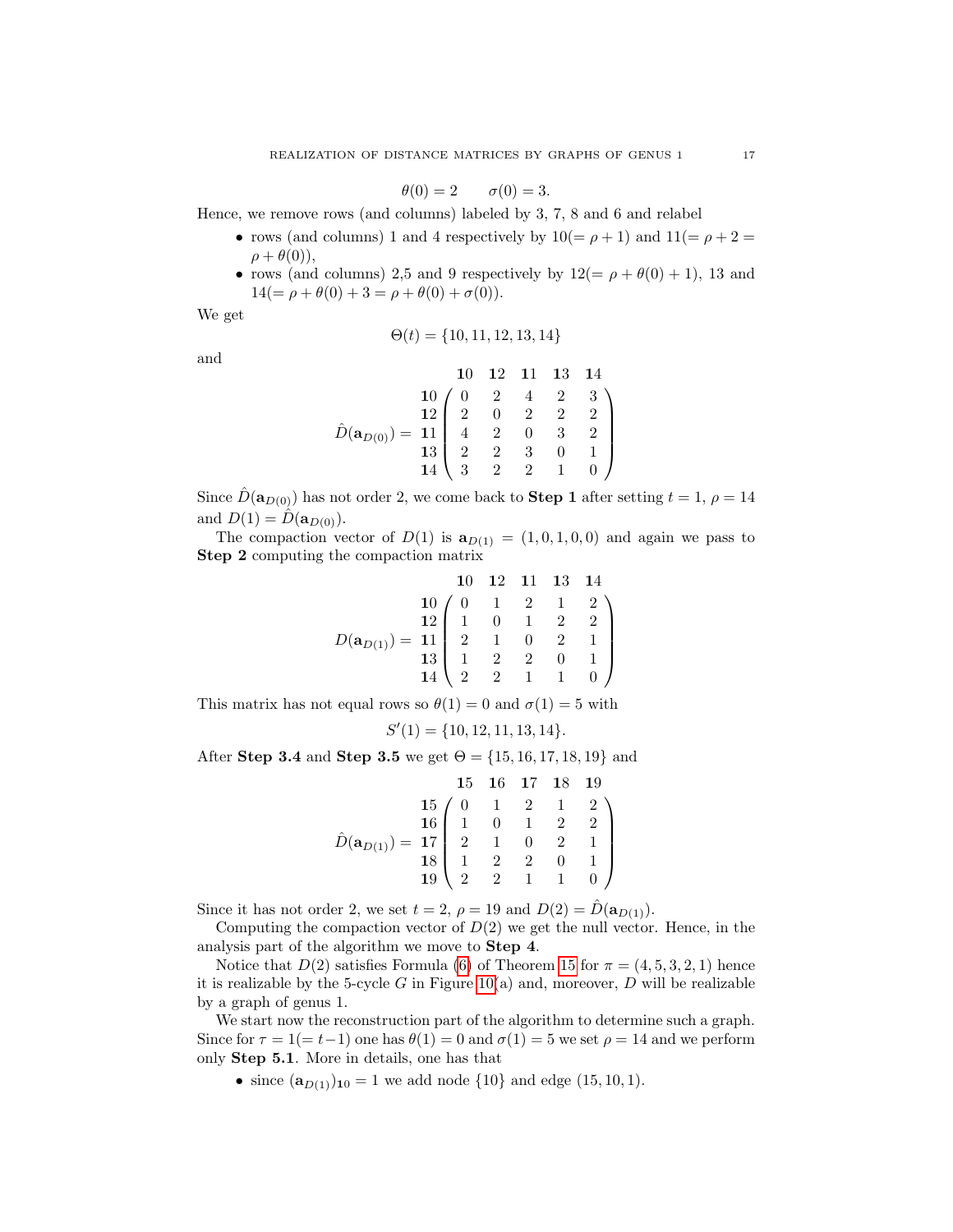$$\theta(0) = 2 \qquad \sigma(0) = 3.$$

Hence, we remove rows (and columns) labeled by 3, 7, 8 and 6 and relabel

- rows (and columns) 1 and 4 respectively by $10(= \rho + 1)$ and $11(= \rho + 2 = \rho + \theta(0))$,
- rows (and columns) 2,5 and 9 respectively by $12(= \rho + \theta(0) + 1)$, 13 and $14(= \rho + \theta(0) + 3 = \rho + \theta(0) + \sigma(0))$.

We get

$$\Theta(t) = \{10, 11, 12, 13, 14\}$$

and

$$\hat{D}(\mathbf{a}_{D(0)}) = \begin{array}{c} \\ \mathbf{10} \\ \mathbf{12} \\ \mathbf{11} \\ \mathbf{13} \\ \mathbf{14} \end{array} \begin{array}{c} \begin{array}{ccccc} \mathbf{10} & \mathbf{12} & \mathbf{11} & \mathbf{13} & \mathbf{14} \end{array} \\ \begin{pmatrix} 0 & 2 & 4 & 2 & 3 \\ 2 & 0 & 2 & 2 & 2 \\ 4 & 2 & 0 & 3 & 2 \\ 2 & 2 & 3 & 0 & 1 \\ 3 & 2 & 2 & 1 & 0 \end{pmatrix} \end{array}$$

Since $\hat{D}(\mathbf{a}_{D(0)})$ has not order 2, we come back to **Step 1** after setting $t = 1$, $\rho = 14$ and $D(1) = \hat{D}(\mathbf{a}_{D(0)})$.

The compaction vector of $D(1)$ is $\mathbf{a}_{D(1)} = (1, 0, 1, 0, 0)$ and again we pass to **Step 2** computing the compaction matrix

$$D(\mathbf{a}_{D(1)}) = \begin{array}{c} \\ \mathbf{10} \\ \mathbf{12} \\ \mathbf{11} \\ \mathbf{13} \\ \mathbf{14} \end{array} \begin{array}{c} \begin{array}{ccccc} \mathbf{10} & \mathbf{12} & \mathbf{11} & \mathbf{13} & \mathbf{14} \end{array} \\ \begin{pmatrix} 0 & 1 & 2 & 1 & 2 \\ 1 & 0 & 1 & 2 & 2 \\ 2 & 1 & 0 & 2 & 1 \\ 1 & 2 & 2 & 0 & 1 \\ 2 & 2 & 1 & 1 & 0 \end{pmatrix} \end{array}$$

This matrix has not equal rows so $\theta(1) = 0$ and $\sigma(1) = 5$ with

$$S'(1) = \{10, 12, 11, 13, 14\}.$$

After **Step 3.4** and **Step 3.5** we get $\Theta = \{15, 16, 17, 18, 19\}$ and

$$\hat{D}(\mathbf{a}_{D(1)}) = \begin{array}{c} \\ \mathbf{15} \\ \mathbf{16} \\ \mathbf{17} \\ \mathbf{18} \\ \mathbf{19} \end{array} \begin{array}{c} \begin{array}{ccccc} \mathbf{15} & \mathbf{16} & \mathbf{17} & \mathbf{18} & \mathbf{19} \end{array} \\ \begin{pmatrix} 0 & 1 & 2 & 1 & 2 \\ 1 & 0 & 1 & 2 & 2 \\ 2 & 1 & 0 & 2 & 1 \\ 1 & 2 & 2 & 0 & 1 \\ 2 & 2 & 1 & 1 & 0 \end{pmatrix} \end{array}$$

Since it has not order 2, we set $t = 2$, $\rho = 19$ and $D(2) = \hat{D}(\mathbf{a}_{D(1)})$.

Computing the compaction vector of $D(2)$ we get the null vector. Hence, in the analysis part of the algorithm we move to **Step 4**.

Notice that $D(2)$ satisfies Formula (6) of Theorem 15 for $\pi = (4, 5, 3, 2, 1)$ hence it is realizable by the 5-cycle $G$ in Figure 10(a) and, moreover, $D$ will be realizable by a graph of genus 1.

We start now the reconstruction part of the algorithm to determine such a graph. Since for $\tau = 1 (= t - 1)$ one has $\theta(1) = 0$ and $\sigma(1) = 5$ we set $\rho = 14$ and we perform only **Step 5.1**. More in details, one has that

- since $(\mathbf{a}_{D(1)})_{\mathbf{10}} = 1$ we add node $\{10\}$ and edge $(15, 10, 1)$.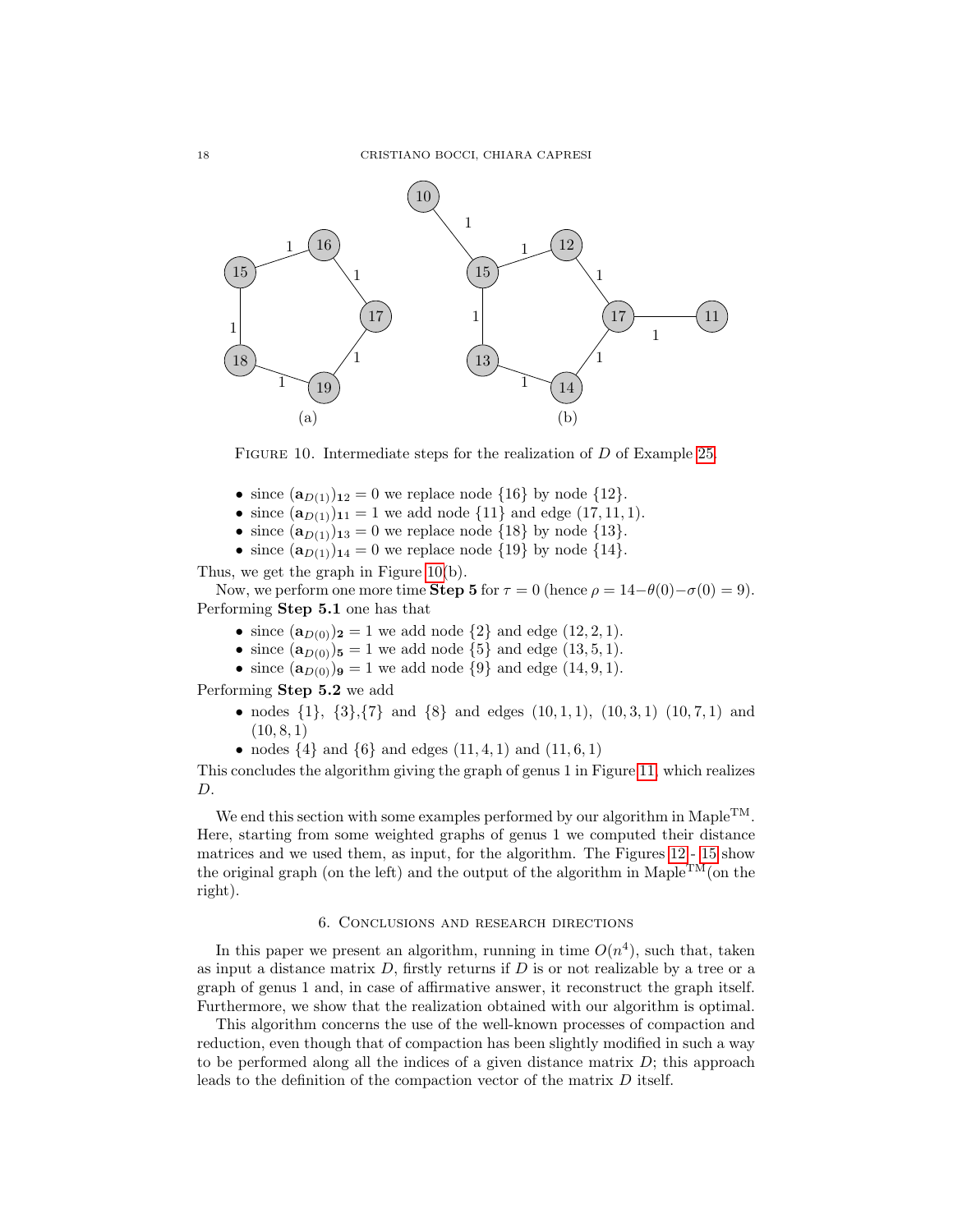FIGURE 10. Intermediate steps for the realization of $D$ of Example 25.

- since $(\mathbf{a}_{D(1)})_{\mathbf{12}} = 0$ we replace node $\{16\}$ by node $\{12\}$.
- since $(\mathbf{a}_{D(1)})_{\mathbf{11}} = 1$ we add node $\{11\}$ and edge $(17, 11, 1)$.
- since $(\mathbf{a}_{D(1)})_{\mathbf{13}} = 0$ we replace node $\{18\}$ by node $\{13\}$.
- since $(\mathbf{a}_{D(1)})_{\mathbf{14}} = 0$ we replace node $\{19\}$ by node $\{14\}$.

Thus, we get the graph in Figure 10(b).

Now, we perform one more time **Step 5** for $\tau = 0$ (hence $\rho = 14 - \theta(0) - \sigma(0) = 9$). Performing **Step 5.1** one has that

- since $(\mathbf{a}_{D(0)})_{\mathbf{2}} = 1$ we add node $\{2\}$ and edge $(12, 2, 1)$.
- since $(\mathbf{a}_{D(0)})_{\mathbf{5}} = 1$ we add node $\{5\}$ and edge $(13, 5, 1)$.
- since $(\mathbf{a}_{D(0)})_{\mathbf{9}} = 1$ we add node $\{9\}$ and edge $(14, 9, 1)$.

Performing **Step 5.2** we add

- nodes $\{1\}$, $\{3\}$,$\{7\}$ and $\{8\}$ and edges $(10, 1, 1)$, $(10, 3, 1)$ $(10, 7, 1)$ and $(10, 8, 1)$
- nodes $\{4\}$ and $\{6\}$ and edges $(11, 4, 1)$ and $(11, 6, 1)$

This concludes the algorithm giving the graph of genus 1 in Figure 11, which realizes $D$.

We end this section with some examples performed by our algorithm in Maple™. Here, starting from some weighted graphs of genus 1 we computed their distance matrices and we used them, as input, for the algorithm. The Figures 12 - 15 show the original graph (on the left) and the output of the algorithm in Maple™(on the right).

## 6. Conclusions and research directions

In this paper we present an algorithm, running in time $O(n^4)$, such that, taken as input a distance matrix $D$, firstly returns if $D$ is or not realizable by a tree or a graph of genus 1 and, in case of affirmative answer, it reconstruct the graph itself. Furthermore, we show that the realization obtained with our algorithm is optimal.

This algorithm concerns the use of the well-known processes of compaction and reduction, even though that of compaction has been slightly modified in such a way to be performed along all the indices of a given distance matrix $D$; this approach leads to the definition of the compaction vector of the matrix $D$ itself.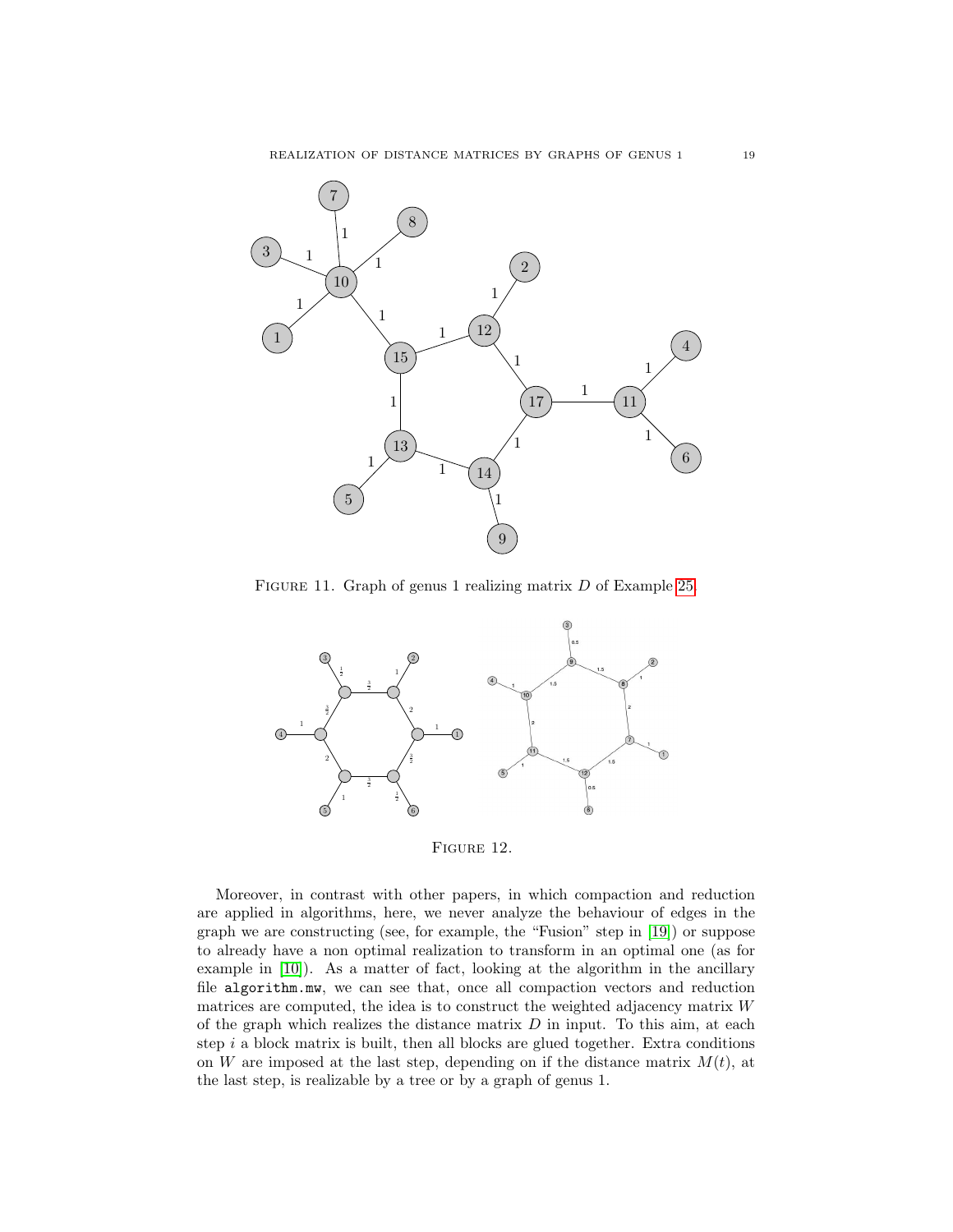Figure 11. Graph of genus 1 realizing matrix $D$ of Example 25.

Figure 12.

Moreover, in contrast with other papers, in which compaction and reduction are applied in algorithms, here, we never analyze the behaviour of edges in the graph we are constructing (see, for example, the "Fusion" step in [19]) or suppose to already have a non optimal realization to transform in an optimal one (as for example in [10]). As a matter of fact, looking at the algorithm in the ancillary file `algorithm.mw`, we can see that, once all compaction vectors and reduction matrices are computed, the idea is to construct the weighted adjacency matrix $W$ of the graph which realizes the distance matrix $D$ in input. To this aim, at each step $i$ a block matrix is built, then all blocks are glued together. Extra conditions on $W$ are imposed at the last step, depending on if the distance matrix $M(t)$, at the last step, is realizable by a tree or by a graph of genus 1.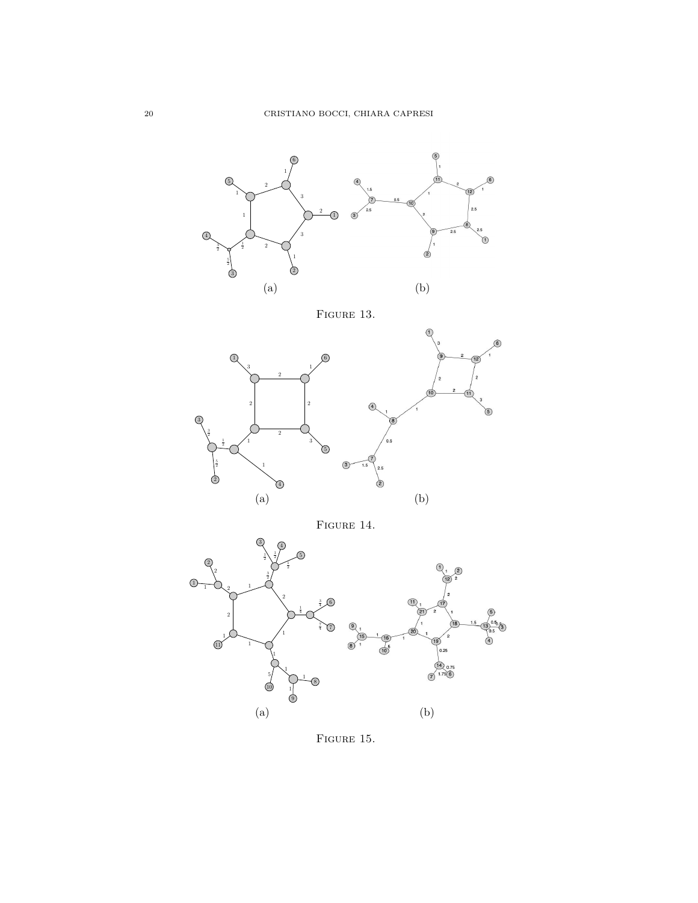(a) (b)

Figure 13.

(a) (b)

Figure 14.

(a) (b)

Figure 15.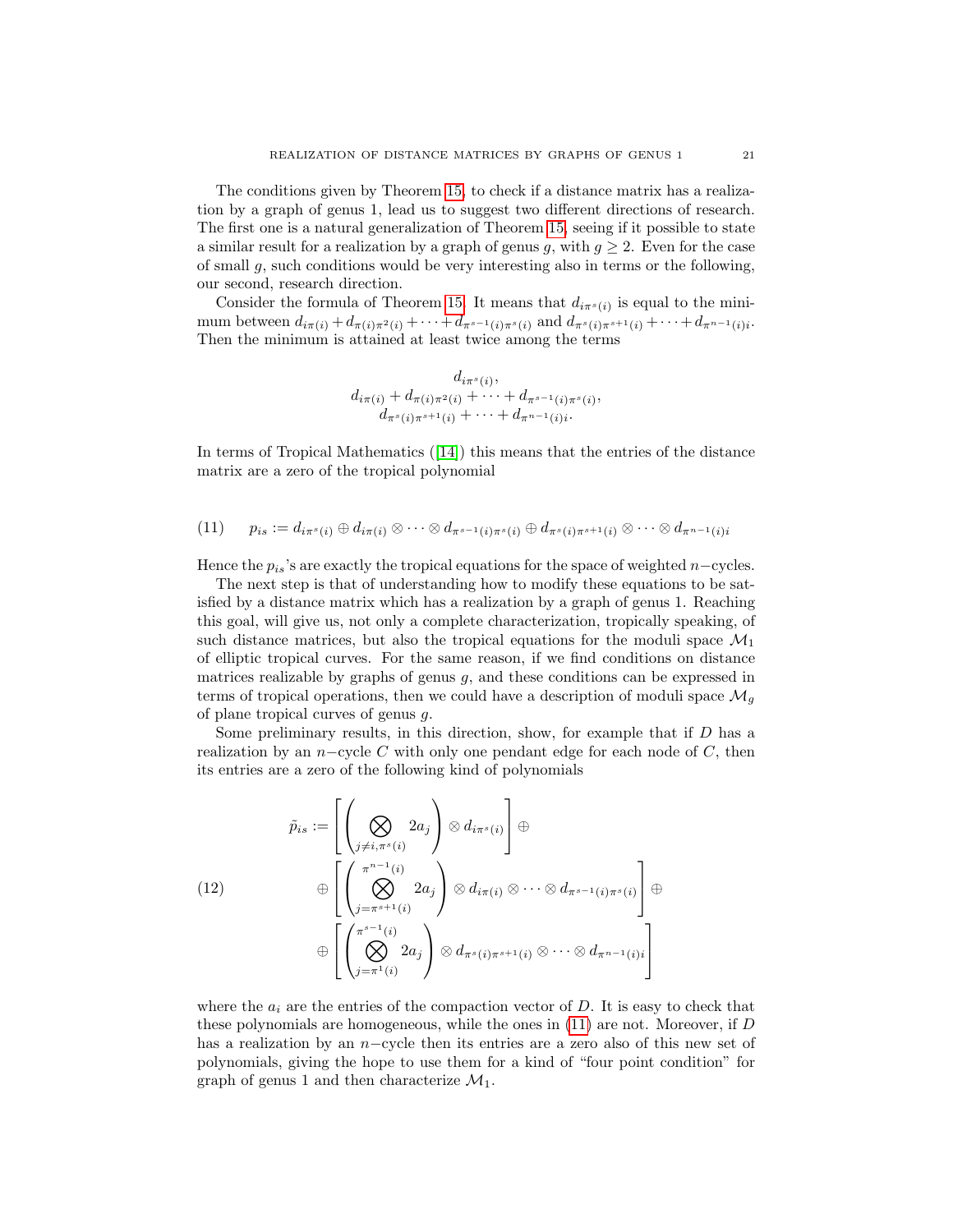The conditions given by Theorem 15, to check if a distance matrix has a realization by a graph of genus 1, lead us to suggest two different directions of research. The first one is a natural generalization of Theorem 15, seeing if it possible to state a similar result for a realization by a graph of genus $g$, with $g \geq 2$. Even for the case of small $g$, such conditions would be very interesting also in terms or the following, our second, research direction.

Consider the formula of Theorem 15. It means that $d_{i\pi^s(i)}$ is equal to the minimum between $d_{i\pi(i)} + d_{\pi(i)\pi^2(i)} + \cdots + d_{\pi^{s-1}(i)\pi^s(i)}$ and $d_{\pi^s(i)\pi^{s+1}(i)} + \cdots + d_{\pi^{n-1}(i)i}$. Then the minimum is attained at least twice among the terms

$$
\begin{gathered}
d_{i\pi^s(i)}, \\
d_{i\pi(i)} + d_{\pi(i)\pi^2(i)} + \cdots + d_{\pi^{s-1}(i)\pi^s(i)}, \\
d_{\pi^s(i)\pi^{s+1}(i)} + \cdots + d_{\pi^{n-1}(i)i}.
\end{gathered}
$$

In terms of Tropical Mathematics ([14]) this means that the entries of the distance matrix are a zero of the tropical polynomial

$$
p_{is} := d_{i\pi^s(i)} \oplus d_{i\pi(i)} \otimes \cdots \otimes d_{\pi^{s-1}(i)\pi^s(i)} \oplus d_{\pi^s(i)\pi^{s+1}(i)} \otimes \cdots \otimes d_{\pi^{n-1}(i)i} \tag{11}
$$

Hence the $p_{is}$'s are exactly the tropical equations for the space of weighted $n-$cycles.

The next step is that of understanding how to modify these equations to be satisfied by a distance matrix which has a realization by a graph of genus 1. Reaching this goal, will give us, not only a complete characterization, tropically speaking, of such distance matrices, but also the tropical equations for the moduli space $\mathcal{M}_1$ of elliptic tropical curves. For the same reason, if we find conditions on distance matrices realizable by graphs of genus $g$, and these conditions can be expressed in terms of tropical operations, then we could have a description of moduli space $\mathcal{M}_g$ of plane tropical curves of genus $g$.

Some preliminary results, in this direction, show, for example that if $D$ has a realization by an $n-$cycle $C$ with only one pendant edge for each node of $C$, then its entries are a zero of the following kind of polynomials

$$
\begin{aligned}
\tilde{p}_{is} := & \left[ \left( \bigotimes_{j \neq i, \pi^s(i)} 2a_j \right) \otimes d_{i\pi^s(i)} \right] \oplus \\
& \oplus \left[ \left( \bigotimes_{j=\pi^{s+1}(i)}^{\pi^{n-1}(i)} 2a_j \right) \otimes d_{i\pi(i)} \otimes \cdots \otimes d_{\pi^{s-1}(i)\pi^s(i)} \right] \oplus \\
& \oplus \left[ \left( \bigotimes_{j=\pi^1(i)}^{\pi^{s-1}(i)} 2a_j \right) \otimes d_{\pi^s(i)\pi^{s+1}(i)} \otimes \cdots \otimes d_{\pi^{n-1}(i)i} \right]
\end{aligned} \tag{12}
$$

where the $a_i$ are the entries of the compaction vector of $D$. It is easy to check that these polynomials are homogeneous, while the ones in (11) are not. Moreover, if $D$ has a realization by an $n-$cycle then its entries are a zero also of this new set of polynomials, giving the hope to use them for a kind of "four point condition" for graph of genus 1 and then characterize $\mathcal{M}_1$.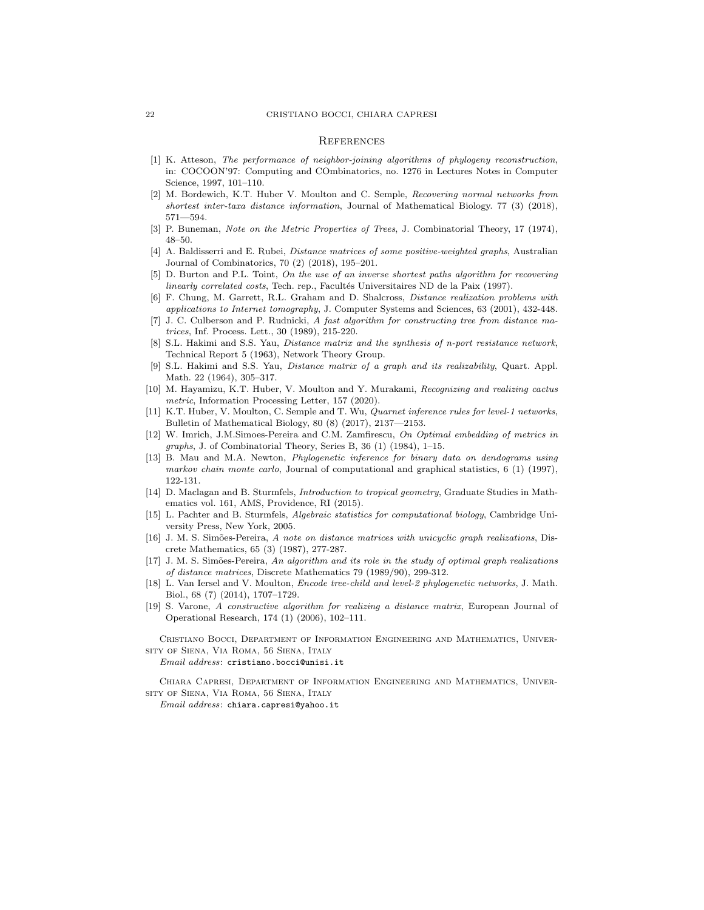## References

[1] K. Atteson, *The performance of neighbor-joining algorithms of phylogeny reconstruction*, in: COCOON'97: Computing and COmbinatorics, no. 1276 in Lectures Notes in Computer Science, 1997, 101–110.

[2] M. Bordewich, K.T. Huber V. Moulton and C. Semple, *Recovering normal networks from shortest inter-taxa distance information*, Journal of Mathematical Biology. 77 (3) (2018), 571—594.

[3] P. Buneman, *Note on the Metric Properties of Trees*, J. Combinatorial Theory, 17 (1974), 48–50.

[4] A. Baldisserri and E. Rubei, *Distance matrices of some positive-weighted graphs*, Australian Journal of Combinatorics, 70 (2) (2018), 195–201.

[5] D. Burton and P.L. Toint, *On the use of an inverse shortest paths algorithm for recovering linearly correlated costs*, Tech. rep., Facultés Universitaires ND de la Paix (1997).

[6] F. Chung, M. Garrett, R.L. Graham and D. Shalcross, *Distance realization problems with applications to Internet tomography*, J. Computer Systems and Sciences, 63 (2001), 432-448.

[7] J. C. Culberson and P. Rudnicki, *A fast algorithm for constructing tree from distance matrices*, Inf. Process. Lett., 30 (1989), 215-220.

[8] S.L. Hakimi and S.S. Yau, *Distance matrix and the synthesis of n-port resistance network*, Technical Report 5 (1963), Network Theory Group.

[9] S.L. Hakimi and S.S. Yau, *Distance matrix of a graph and its realizability*, Quart. Appl. Math. 22 (1964), 305–317.

[10] M. Hayamizu, K.T. Huber, V. Moulton and Y. Murakami, *Recognizing and realizing cactus metric*, Information Processing Letter, 157 (2020).

[11] K.T. Huber, V. Moulton, C. Semple and T. Wu, *Quarnet inference rules for level-1 networks*, Bulletin of Mathematical Biology, 80 (8) (2017), 2137—2153.

[12] W. Imrich, J.M.Simoes-Pereira and C.M. Zamfirescu, *On Optimal embedding of metrics in graphs*, J. of Combinatorial Theory, Series B, 36 (1) (1984), 1–15.

[13] B. Mau and M.A. Newton, *Phylogenetic inference for binary data on dendograms using markov chain monte carlo*, Journal of computational and graphical statistics, 6 (1) (1997), 122-131.

[14] D. Maclagan and B. Sturmfels, *Introduction to tropical geometry*, Graduate Studies in Mathematics vol. 161, AMS, Providence, RI (2015).

[15] L. Pachter and B. Sturmfels, *Algebraic statistics for computational biology*, Cambridge University Press, New York, 2005.

[16] J. M. S. Simões-Pereira, *A note on distance matrices with unicyclic graph realizations*, Discrete Mathematics, 65 (3) (1987), 277-287.

[17] J. M. S. Simões-Pereira, *An algorithm and its role in the study of optimal graph realizations of distance matrices*, Discrete Mathematics 79 (1989/90), 299-312.

[18] L. Van Iersel and V. Moulton, *Encode tree-child and level-2 phylogenetic networks*, J. Math. Biol., 68 (7) (2014), 1707–1729.

[19] S. Varone, *A constructive algorithm for realizing a distance matrix*, European Journal of Operational Research, 174 (1) (2006), 102–111.

Cristiano Bocci, Department of Information Engineering and Mathematics, University of Siena, Via Roma, 56 Siena, Italy

*Email address*: cristiano.bocci@unisi.it

Chiara Capresi, Department of Information Engineering and Mathematics, University of Siena, Via Roma, 56 Siena, Italy

*Email address*: chiara.capresi@yahoo.it